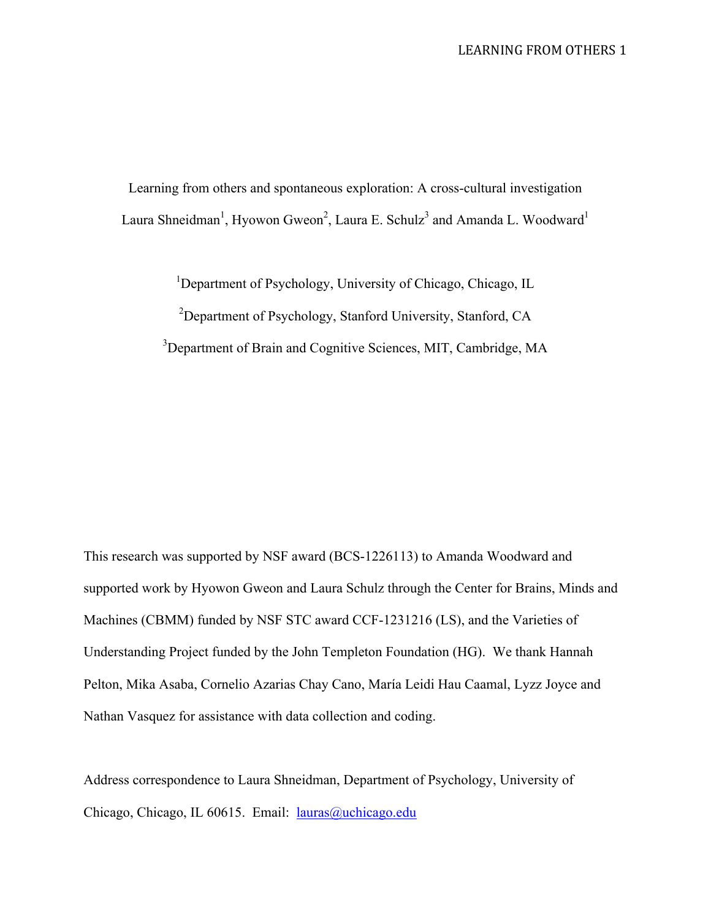# Learning from others and spontaneous exploration: A cross-cultural investigation

Laura Shneidman[1], Hyowon Gweon[2], Laura E. Schulz[3] and Amanda L. Woodward[1]

[1]Department of Psychology, University of Chicago, Chicago, IL

[2]Department of Psychology, Stanford University, Stanford, CA

[3]Department of Brain and Cognitive Sciences, MIT, Cambridge, MA

This research was supported by NSF award (BCS-1226113) to Amanda Woodward and supported work by Hyowon Gweon and Laura Schulz through the Center for Brains, Minds and Machines (CBMM) funded by NSF STC award CCF-1231216 (LS), and the Varieties of Understanding Project funded by the John Templeton Foundation (HG). We thank Hannah Pelton, Mika Asaba, Cornelio Azarias Chay Cano, María Leidi Hau Caamal, Lyzz Joyce and Nathan Vasquez for assistance with data collection and coding.

Address correspondence to Laura Shneidman, Department of Psychology, University of Chicago, Chicago, IL 60615. Email: lauras@uchicago.edu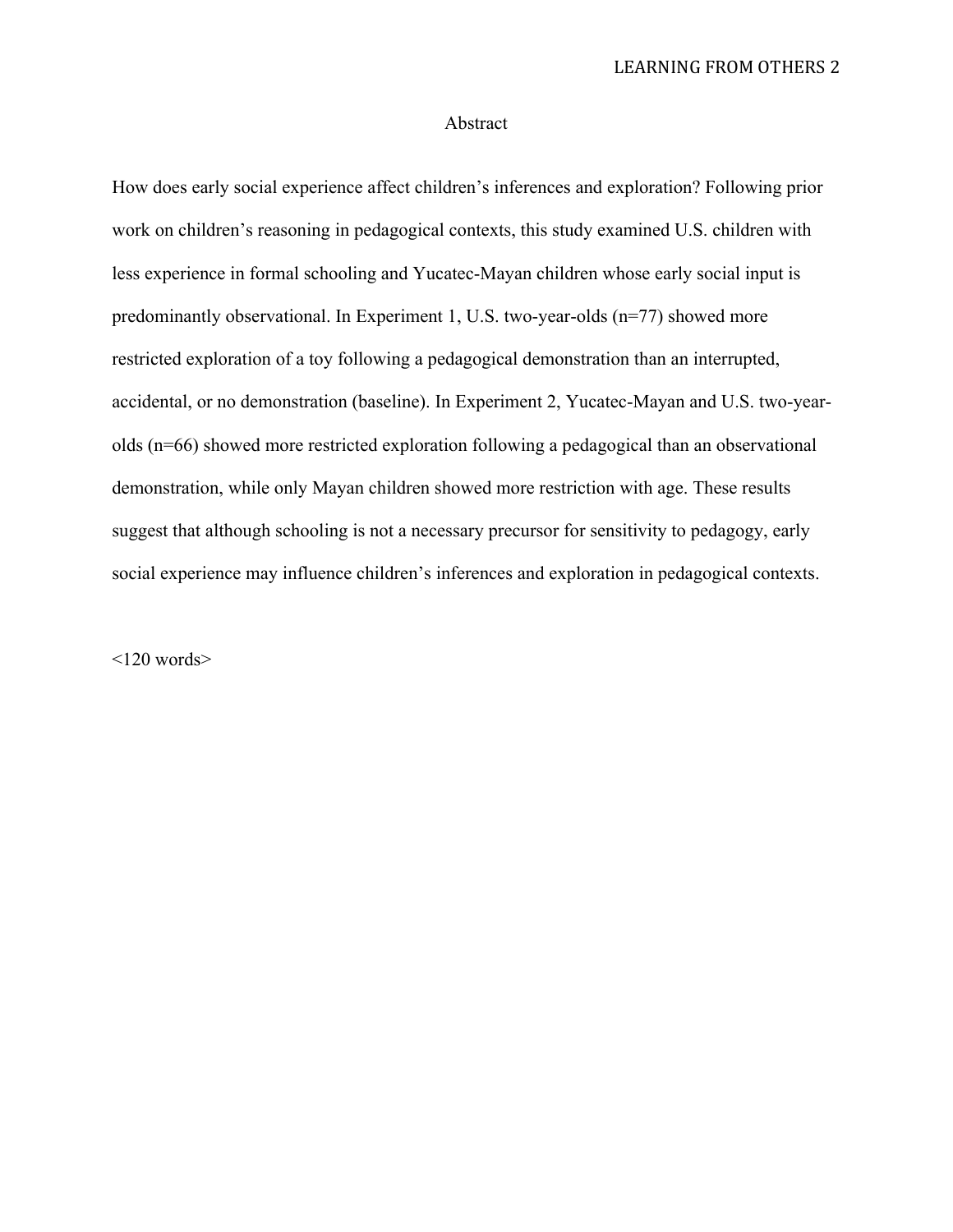# Abstract

How does early social experience affect children's inferences and exploration? Following prior work on children's reasoning in pedagogical contexts, this study examined U.S. children with less experience in formal schooling and Yucatec-Mayan children whose early social input is predominantly observational. In Experiment 1, U.S. two-year-olds (n=77) showed more restricted exploration of a toy following a pedagogical demonstration than an interrupted, accidental, or no demonstration (baseline). In Experiment 2, Yucatec-Mayan and U.S. two-year-olds (n=66) showed more restricted exploration following a pedagogical than an observational demonstration, while only Mayan children showed more restriction with age. These results suggest that although schooling is not a necessary precursor for sensitivity to pedagogy, early social experience may influence children's inferences and exploration in pedagogical contexts.

<120 words>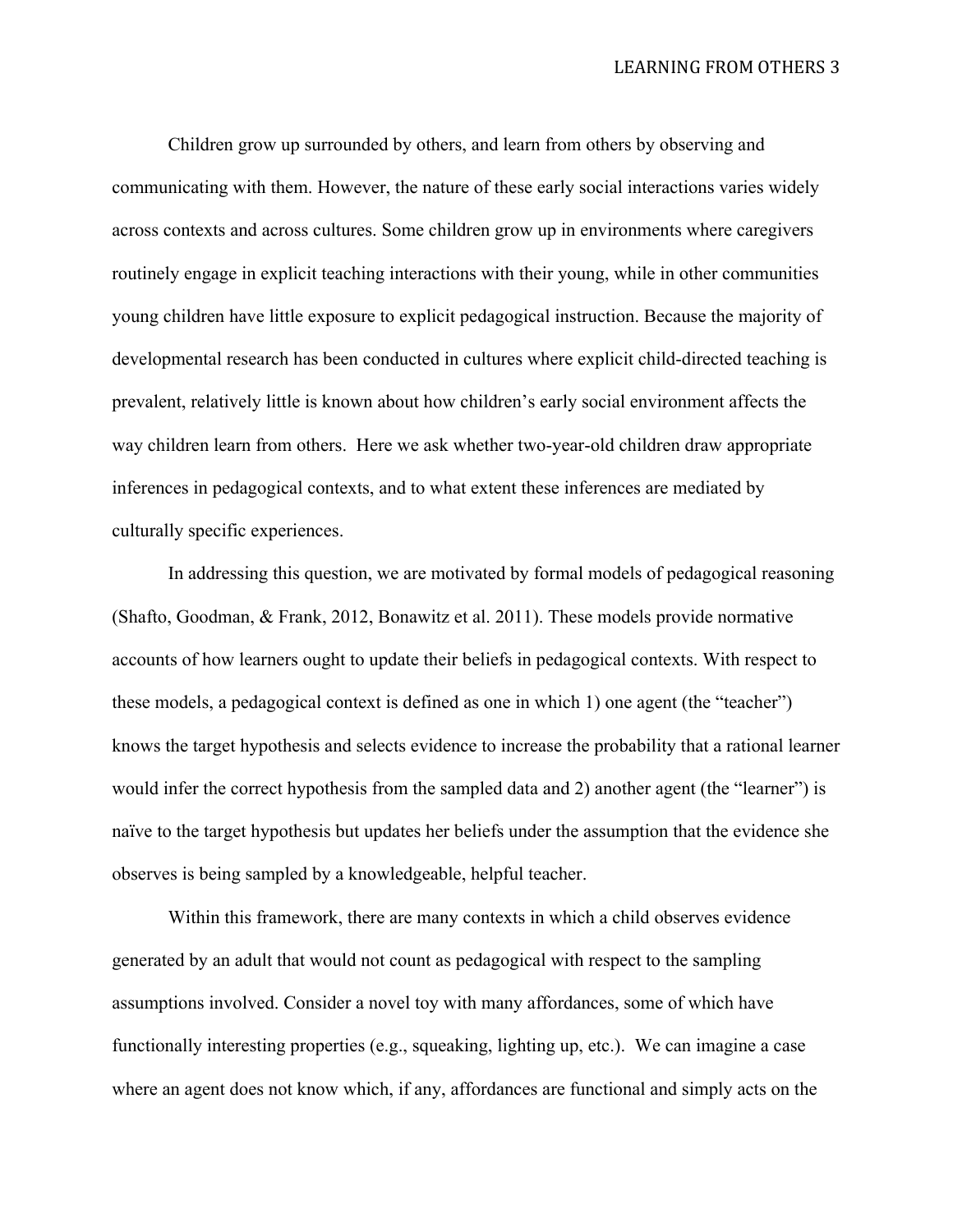Children grow up surrounded by others, and learn from others by observing and communicating with them. However, the nature of these early social interactions varies widely across contexts and across cultures. Some children grow up in environments where caregivers routinely engage in explicit teaching interactions with their young, while in other communities young children have little exposure to explicit pedagogical instruction. Because the majority of developmental research has been conducted in cultures where explicit child-directed teaching is prevalent, relatively little is known about how children's early social environment affects the way children learn from others. Here we ask whether two-year-old children draw appropriate inferences in pedagogical contexts, and to what extent these inferences are mediated by culturally specific experiences.

In addressing this question, we are motivated by formal models of pedagogical reasoning (Shafto, Goodman, & Frank, 2012, Bonawitz et al. 2011). These models provide normative accounts of how learners ought to update their beliefs in pedagogical contexts. With respect to these models, a pedagogical context is defined as one in which 1) one agent (the "teacher") knows the target hypothesis and selects evidence to increase the probability that a rational learner would infer the correct hypothesis from the sampled data and 2) another agent (the "learner") is naïve to the target hypothesis but updates her beliefs under the assumption that the evidence she observes is being sampled by a knowledgeable, helpful teacher.

Within this framework, there are many contexts in which a child observes evidence generated by an adult that would not count as pedagogical with respect to the sampling assumptions involved. Consider a novel toy with many affordances, some of which have functionally interesting properties (e.g., squeaking, lighting up, etc.). We can imagine a case where an agent does not know which, if any, affordances are functional and simply acts on the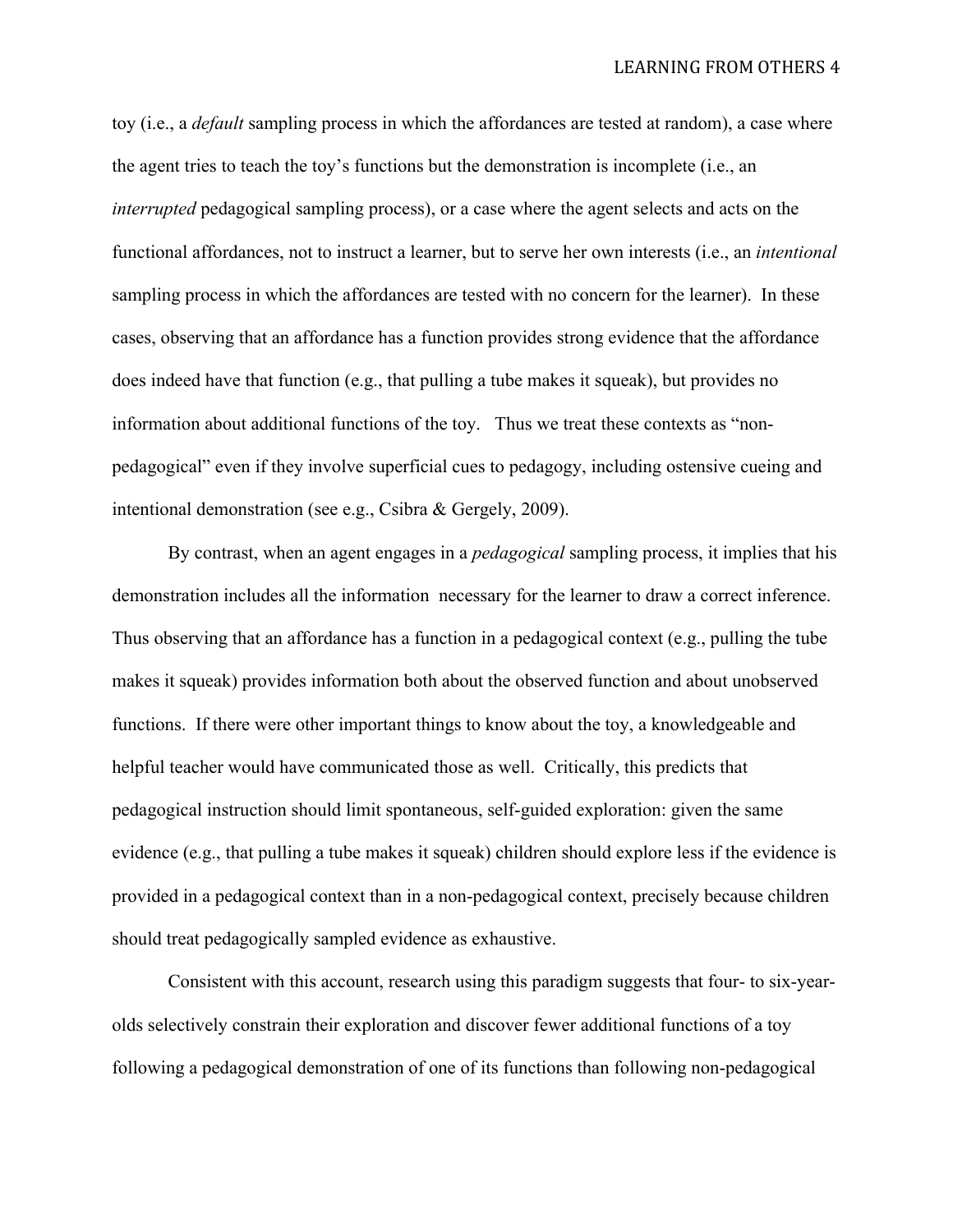toy (i.e., a *default* sampling process in which the affordances are tested at random), a case where the agent tries to teach the toy's functions but the demonstration is incomplete (i.e., an *interrupted* pedagogical sampling process), or a case where the agent selects and acts on the functional affordances, not to instruct a learner, but to serve her own interests (i.e., an *intentional* sampling process in which the affordances are tested with no concern for the learner). In these cases, observing that an affordance has a function provides strong evidence that the affordance does indeed have that function (e.g., that pulling a tube makes it squeak), but provides no information about additional functions of the toy. Thus we treat these contexts as "non-pedagogical" even if they involve superficial cues to pedagogy, including ostensive cueing and intentional demonstration (see e.g., Csibra & Gergely, 2009).

By contrast, when an agent engages in a *pedagogical* sampling process, it implies that his demonstration includes all the information necessary for the learner to draw a correct inference. Thus observing that an affordance has a function in a pedagogical context (e.g., pulling the tube makes it squeak) provides information both about the observed function and about unobserved functions. If there were other important things to know about the toy, a knowledgeable and helpful teacher would have communicated those as well. Critically, this predicts that pedagogical instruction should limit spontaneous, self-guided exploration: given the same evidence (e.g., that pulling a tube makes it squeak) children should explore less if the evidence is provided in a pedagogical context than in a non-pedagogical context, precisely because children should treat pedagogically sampled evidence as exhaustive.

Consistent with this account, research using this paradigm suggests that four- to six-year-olds selectively constrain their exploration and discover fewer additional functions of a toy following a pedagogical demonstration of one of its functions than following non-pedagogical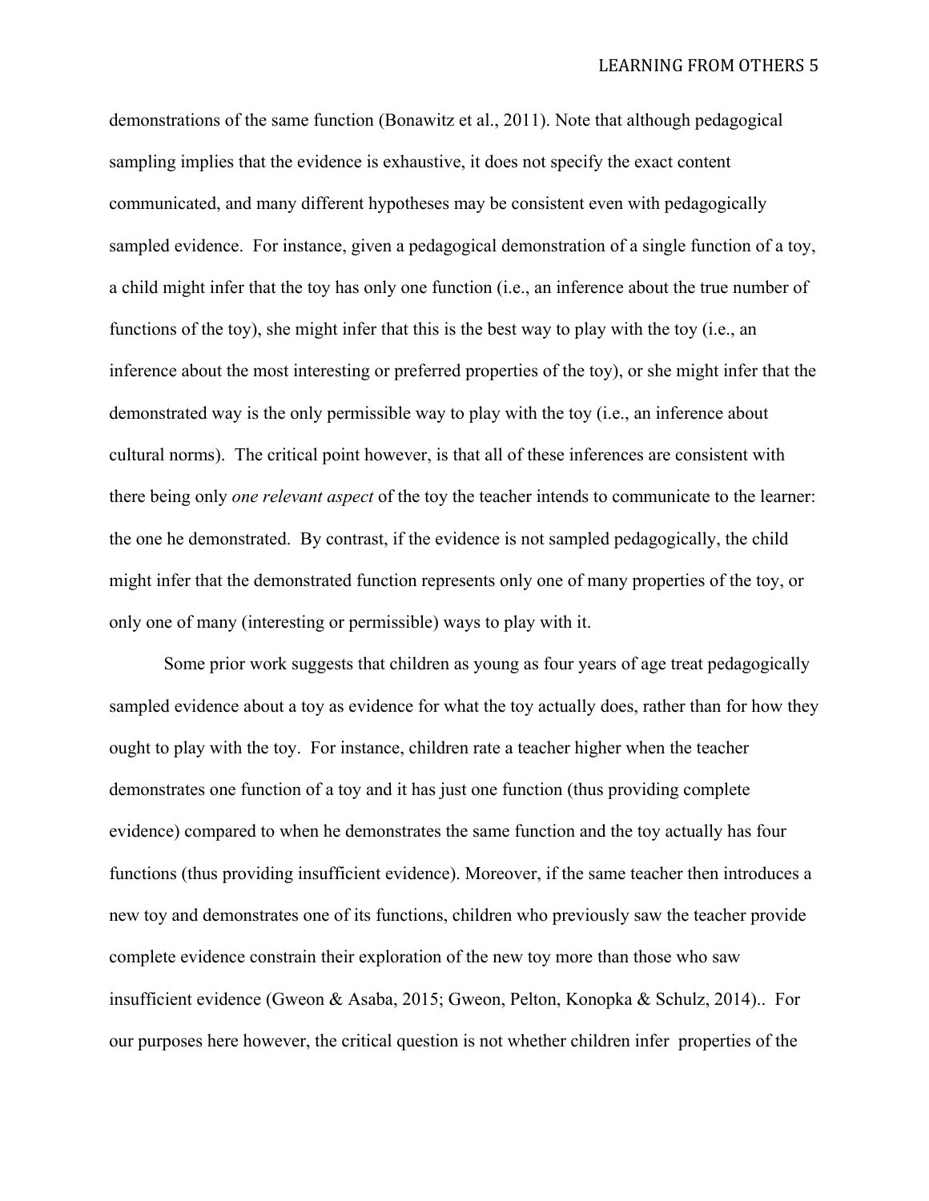demonstrations of the same function (Bonawitz et al., 2011). Note that although pedagogical sampling implies that the evidence is exhaustive, it does not specify the exact content communicated, and many different hypotheses may be consistent even with pedagogically sampled evidence. For instance, given a pedagogical demonstration of a single function of a toy, a child might infer that the toy has only one function (i.e., an inference about the true number of functions of the toy), she might infer that this is the best way to play with the toy (i.e., an inference about the most interesting or preferred properties of the toy), or she might infer that the demonstrated way is the only permissible way to play with the toy (i.e., an inference about cultural norms). The critical point however, is that all of these inferences are consistent with there being only *one relevant aspect* of the toy the teacher intends to communicate to the learner: the one he demonstrated. By contrast, if the evidence is not sampled pedagogically, the child might infer that the demonstrated function represents only one of many properties of the toy, or only one of many (interesting or permissible) ways to play with it.

Some prior work suggests that children as young as four years of age treat pedagogically sampled evidence about a toy as evidence for what the toy actually does, rather than for how they ought to play with the toy. For instance, children rate a teacher higher when the teacher demonstrates one function of a toy and it has just one function (thus providing complete evidence) compared to when he demonstrates the same function and the toy actually has four functions (thus providing insufficient evidence). Moreover, if the same teacher then introduces a new toy and demonstrates one of its functions, children who previously saw the teacher provide complete evidence constrain their exploration of the new toy more than those who saw insufficient evidence (Gweon & Asaba, 2015; Gweon, Pelton, Konopka & Schulz, 2014).. For our purposes here however, the critical question is not whether children infer properties of the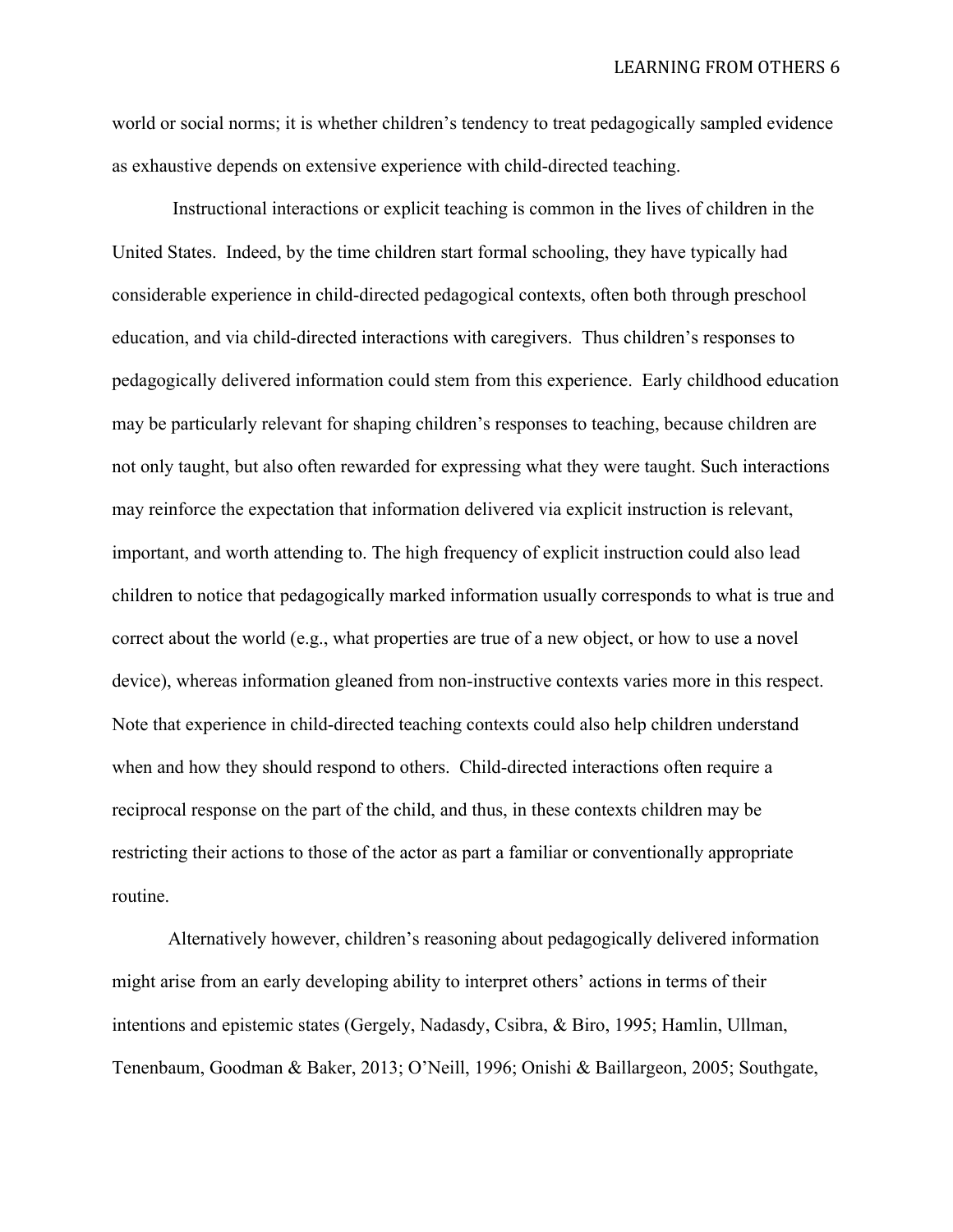world or social norms; it is whether children's tendency to treat pedagogically sampled evidence as exhaustive depends on extensive experience with child-directed teaching.

Instructional interactions or explicit teaching is common in the lives of children in the United States. Indeed, by the time children start formal schooling, they have typically had considerable experience in child-directed pedagogical contexts, often both through preschool education, and via child-directed interactions with caregivers. Thus children's responses to pedagogically delivered information could stem from this experience. Early childhood education may be particularly relevant for shaping children's responses to teaching, because children are not only taught, but also often rewarded for expressing what they were taught. Such interactions may reinforce the expectation that information delivered via explicit instruction is relevant, important, and worth attending to. The high frequency of explicit instruction could also lead children to notice that pedagogically marked information usually corresponds to what is true and correct about the world (e.g., what properties are true of a new object, or how to use a novel device), whereas information gleaned from non-instructive contexts varies more in this respect. Note that experience in child-directed teaching contexts could also help children understand when and how they should respond to others. Child-directed interactions often require a reciprocal response on the part of the child, and thus, in these contexts children may be restricting their actions to those of the actor as part a familiar or conventionally appropriate routine.

Alternatively however, children's reasoning about pedagogically delivered information might arise from an early developing ability to interpret others' actions in terms of their intentions and epistemic states (Gergely, Nadasdy, Csibra, & Biro, 1995; Hamlin, Ullman, Tenenbaum, Goodman & Baker, 2013; O'Neill, 1996; Onishi & Baillargeon, 2005; Southgate,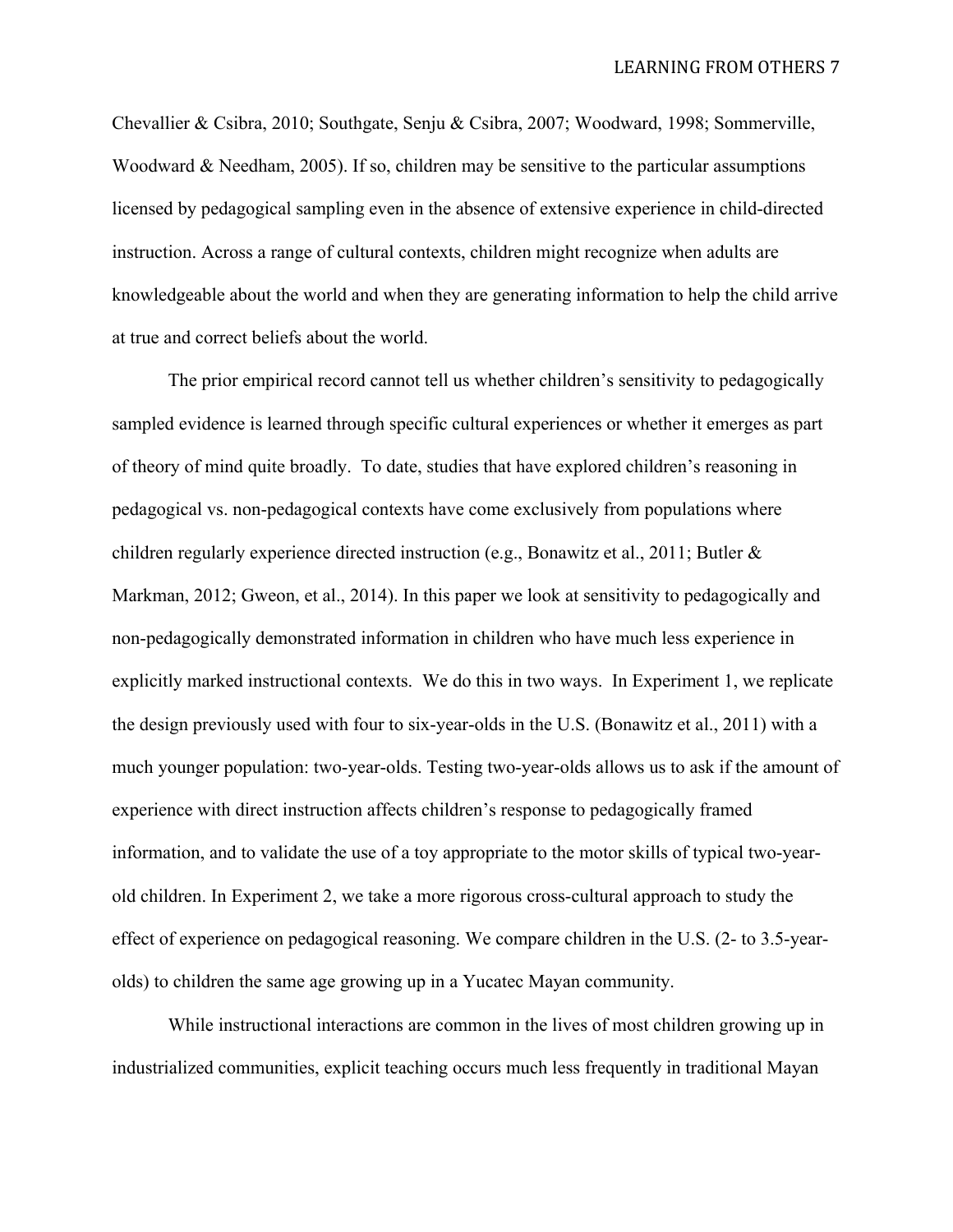Chevallier & Csibra, 2010; Southgate, Senju & Csibra, 2007; Woodward, 1998; Sommerville, Woodward & Needham, 2005). If so, children may be sensitive to the particular assumptions licensed by pedagogical sampling even in the absence of extensive experience in child-directed instruction. Across a range of cultural contexts, children might recognize when adults are knowledgeable about the world and when they are generating information to help the child arrive at true and correct beliefs about the world.

The prior empirical record cannot tell us whether children's sensitivity to pedagogically sampled evidence is learned through specific cultural experiences or whether it emerges as part of theory of mind quite broadly. To date, studies that have explored children's reasoning in pedagogical vs. non-pedagogical contexts have come exclusively from populations where children regularly experience directed instruction (e.g., Bonawitz et al., 2011; Butler & Markman, 2012; Gweon, et al., 2014). In this paper we look at sensitivity to pedagogically and non-pedagogically demonstrated information in children who have much less experience in explicitly marked instructional contexts. We do this in two ways. In Experiment 1, we replicate the design previously used with four to six-year-olds in the U.S. (Bonawitz et al., 2011) with a much younger population: two-year-olds. Testing two-year-olds allows us to ask if the amount of experience with direct instruction affects children's response to pedagogically framed information, and to validate the use of a toy appropriate to the motor skills of typical two-year-old children. In Experiment 2, we take a more rigorous cross-cultural approach to study the effect of experience on pedagogical reasoning. We compare children in the U.S. (2- to 3.5-year-olds) to children the same age growing up in a Yucatec Mayan community.

While instructional interactions are common in the lives of most children growing up in industrialized communities, explicit teaching occurs much less frequently in traditional Mayan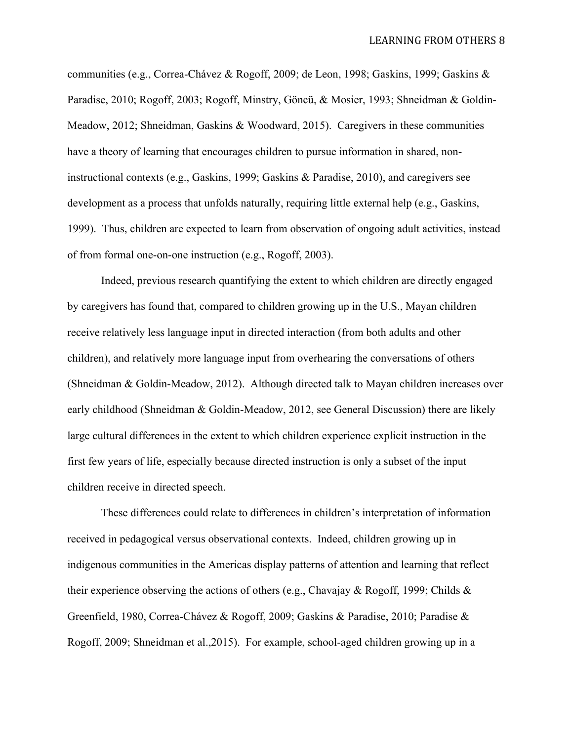communities (e.g., Correa-Chávez & Rogoff, 2009; de Leon, 1998; Gaskins, 1999; Gaskins & Paradise, 2010; Rogoff, 2003; Rogoff, Minstry, Göncü, & Mosier, 1993; Shneidman & Goldin-Meadow, 2012; Shneidman, Gaskins & Woodward, 2015). Caregivers in these communities have a theory of learning that encourages children to pursue information in shared, non-instructional contexts (e.g., Gaskins, 1999; Gaskins & Paradise, 2010), and caregivers see development as a process that unfolds naturally, requiring little external help (e.g., Gaskins, 1999). Thus, children are expected to learn from observation of ongoing adult activities, instead of from formal one-on-one instruction (e.g., Rogoff, 2003).

Indeed, previous research quantifying the extent to which children are directly engaged by caregivers has found that, compared to children growing up in the U.S., Mayan children receive relatively less language input in directed interaction (from both adults and other children), and relatively more language input from overhearing the conversations of others (Shneidman & Goldin-Meadow, 2012). Although directed talk to Mayan children increases over early childhood (Shneidman & Goldin-Meadow, 2012, see General Discussion) there are likely large cultural differences in the extent to which children experience explicit instruction in the first few years of life, especially because directed instruction is only a subset of the input children receive in directed speech.

These differences could relate to differences in children's interpretation of information received in pedagogical versus observational contexts. Indeed, children growing up in indigenous communities in the Americas display patterns of attention and learning that reflect their experience observing the actions of others (e.g., Chavajay & Rogoff, 1999; Childs & Greenfield, 1980, Correa-Chávez & Rogoff, 2009; Gaskins & Paradise, 2010; Paradise & Rogoff, 2009; Shneidman et al.,2015). For example, school-aged children growing up in a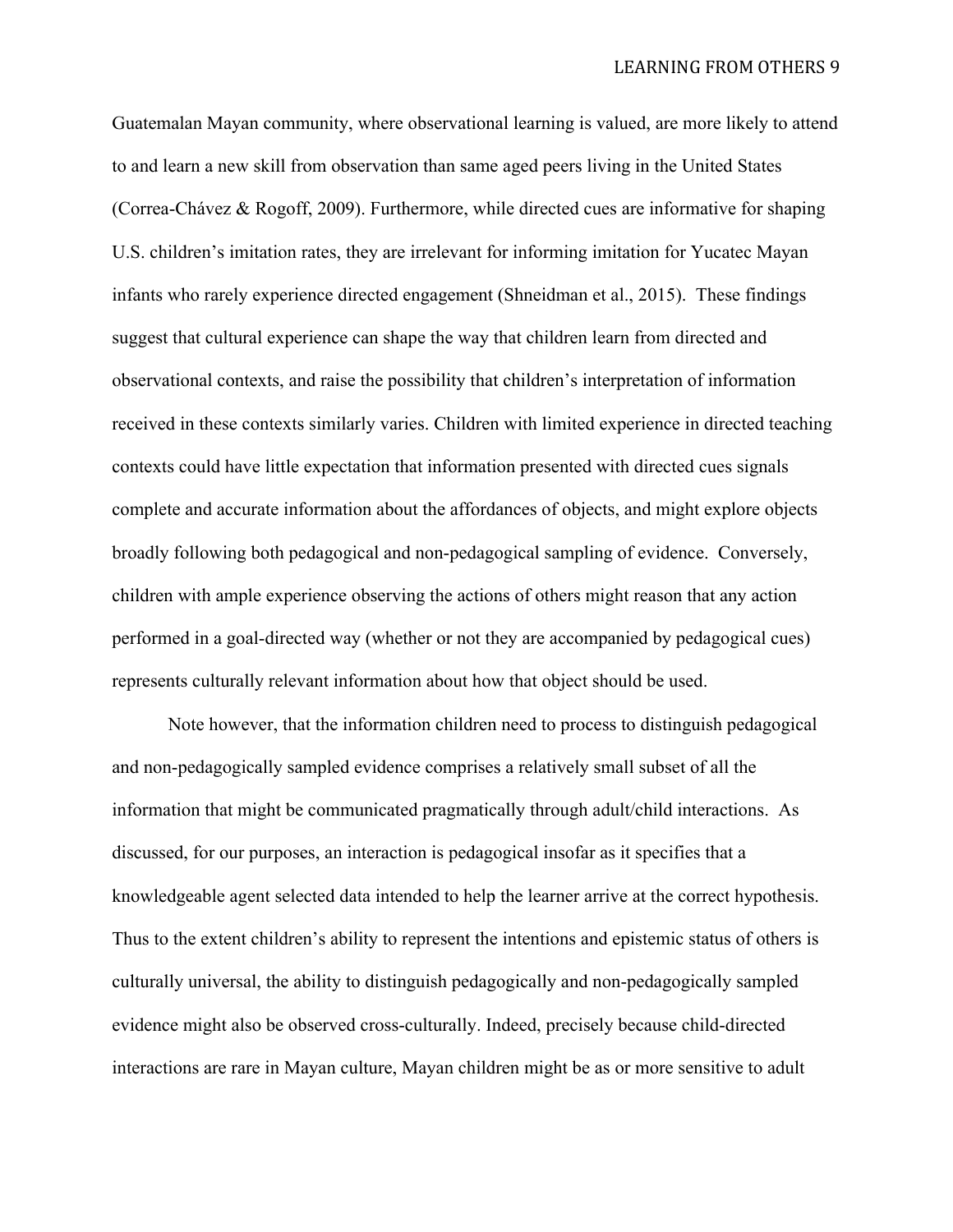Guatemalan Mayan community, where observational learning is valued, are more likely to attend to and learn a new skill from observation than same aged peers living in the United States (Correa-Chávez & Rogoff, 2009). Furthermore, while directed cues are informative for shaping U.S. children's imitation rates, they are irrelevant for informing imitation for Yucatec Mayan infants who rarely experience directed engagement (Shneidman et al., 2015). These findings suggest that cultural experience can shape the way that children learn from directed and observational contexts, and raise the possibility that children's interpretation of information received in these contexts similarly varies. Children with limited experience in directed teaching contexts could have little expectation that information presented with directed cues signals complete and accurate information about the affordances of objects, and might explore objects broadly following both pedagogical and non-pedagogical sampling of evidence. Conversely, children with ample experience observing the actions of others might reason that any action performed in a goal-directed way (whether or not they are accompanied by pedagogical cues) represents culturally relevant information about how that object should be used.

Note however, that the information children need to process to distinguish pedagogical and non-pedagogically sampled evidence comprises a relatively small subset of all the information that might be communicated pragmatically through adult/child interactions. As discussed, for our purposes, an interaction is pedagogical insofar as it specifies that a knowledgeable agent selected data intended to help the learner arrive at the correct hypothesis. Thus to the extent children's ability to represent the intentions and epistemic status of others is culturally universal, the ability to distinguish pedagogically and non-pedagogically sampled evidence might also be observed cross-culturally. Indeed, precisely because child-directed interactions are rare in Mayan culture, Mayan children might be as or more sensitive to adult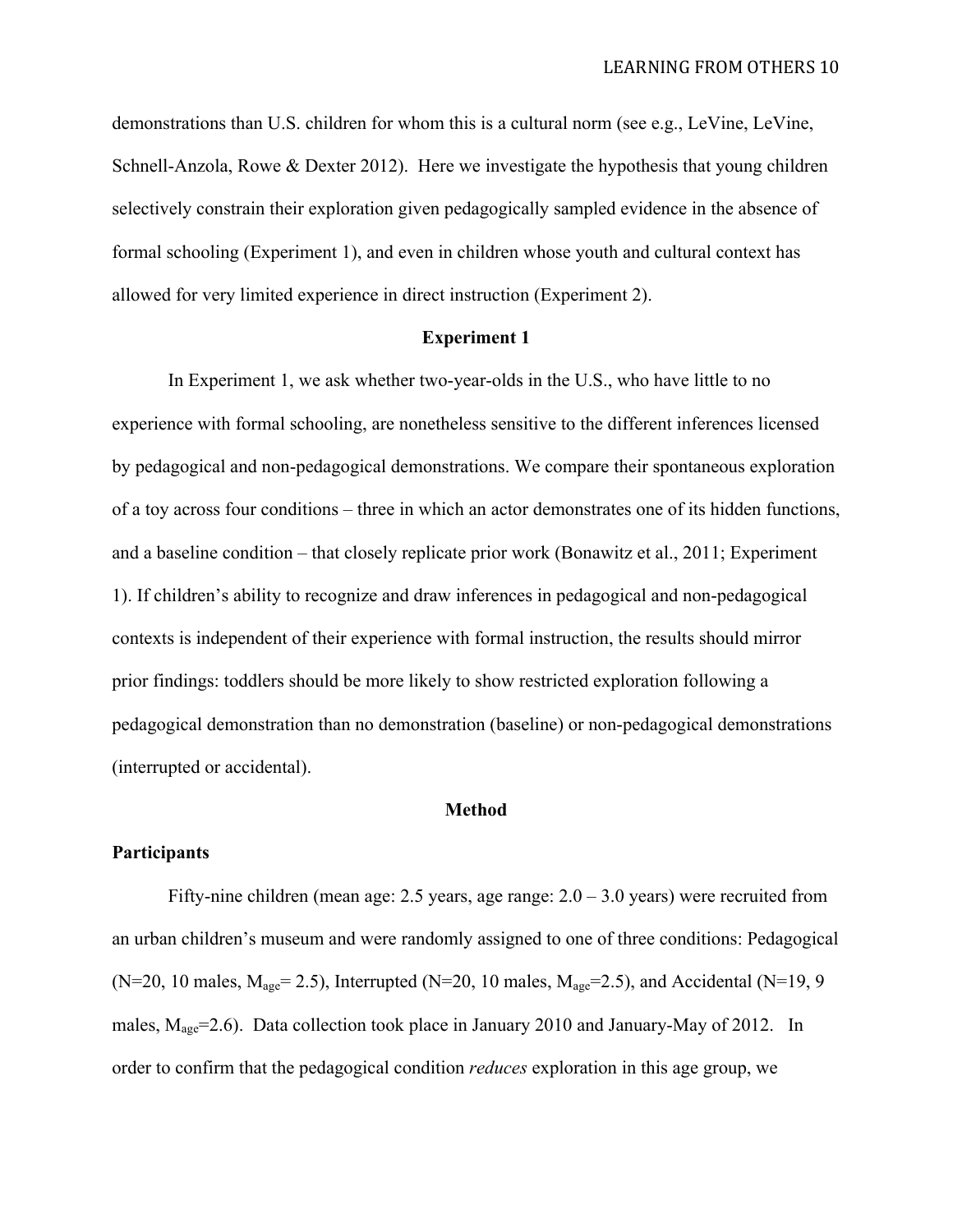demonstrations than U.S. children for whom this is a cultural norm (see e.g., LeVine, LeVine, Schnell-Anzola, Rowe & Dexter 2012). Here we investigate the hypothesis that young children selectively constrain their exploration given pedagogically sampled evidence in the absence of formal schooling (Experiment 1), and even in children whose youth and cultural context has allowed for very limited experience in direct instruction (Experiment 2).

## Experiment 1

In Experiment 1, we ask whether two-year-olds in the U.S., who have little to no experience with formal schooling, are nonetheless sensitive to the different inferences licensed by pedagogical and non-pedagogical demonstrations. We compare their spontaneous exploration of a toy across four conditions – three in which an actor demonstrates one of its hidden functions, and a baseline condition – that closely replicate prior work (Bonawitz et al., 2011; Experiment 1). If children's ability to recognize and draw inferences in pedagogical and non-pedagogical contexts is independent of their experience with formal instruction, the results should mirror prior findings: toddlers should be more likely to show restricted exploration following a pedagogical demonstration than no demonstration (baseline) or non-pedagogical demonstrations (interrupted or accidental).

## Method

### Participants

Fifty-nine children (mean age: 2.5 years, age range: 2.0 – 3.0 years) were recruited from an urban children's museum and were randomly assigned to one of three conditions: Pedagogical (N=20, 10 males, $M_{age}$= 2.5), Interrupted (N=20, 10 males, $M_{age}$=2.5), and Accidental (N=19, 9 males, $M_{age}$=2.6). Data collection took place in January 2010 and January-May of 2012. In order to confirm that the pedagogical condition *reduces* exploration in this age group, we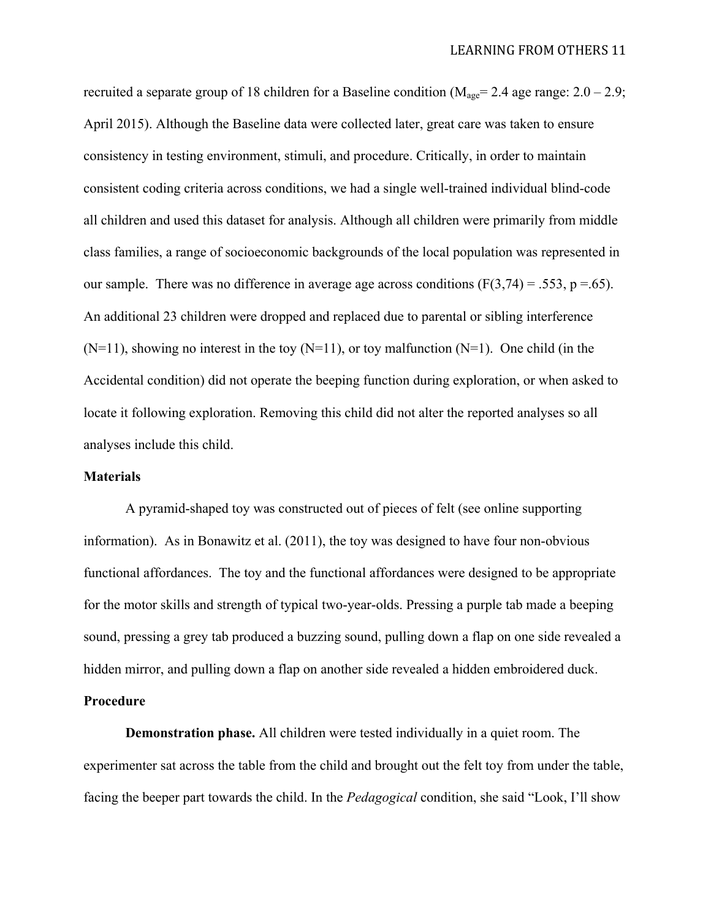recruited a separate group of 18 children for a Baseline condition ($M_{age}$= 2.4 age range: 2.0 – 2.9; April 2015). Although the Baseline data were collected later, great care was taken to ensure consistency in testing environment, stimuli, and procedure. Critically, in order to maintain consistent coding criteria across conditions, we had a single well-trained individual blind-code all children and used this dataset for analysis. Although all children were primarily from middle class families, a range of socioeconomic backgrounds of the local population was represented in our sample. There was no difference in average age across conditions ($F(3,74) = .553, p =.65$). An additional 23 children were dropped and replaced due to parental or sibling interference (N=11), showing no interest in the toy (N=11), or toy malfunction (N=1). One child (in the Accidental condition) did not operate the beeping function during exploration, or when asked to locate it following exploration. Removing this child did not alter the reported analyses so all analyses include this child.

### Materials

A pyramid-shaped toy was constructed out of pieces of felt (see online supporting information). As in Bonawitz et al. (2011), the toy was designed to have four non-obvious functional affordances. The toy and the functional affordances were designed to be appropriate for the motor skills and strength of typical two-year-olds. Pressing a purple tab made a beeping sound, pressing a grey tab produced a buzzing sound, pulling down a flap on one side revealed a hidden mirror, and pulling down a flap on another side revealed a hidden embroidered duck.

### Procedure

**Demonstration phase.** All children were tested individually in a quiet room. The experimenter sat across the table from the child and brought out the felt toy from under the table, facing the beeper part towards the child. In the *Pedagogical* condition, she said "Look, I'll show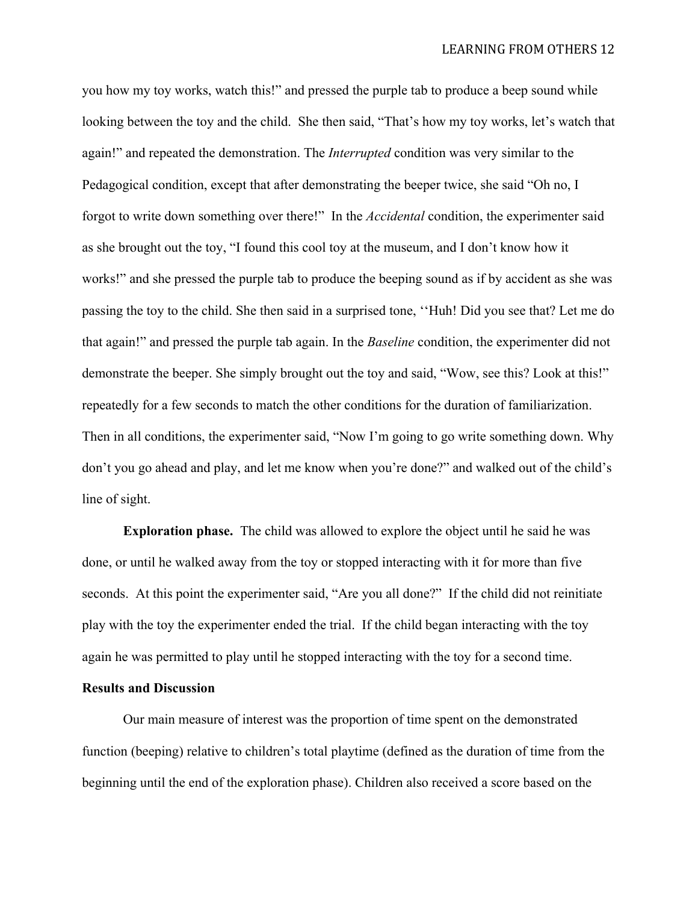you how my toy works, watch this!" and pressed the purple tab to produce a beep sound while looking between the toy and the child. She then said, "That's how my toy works, let's watch that again!" and repeated the demonstration. The *Interrupted* condition was very similar to the Pedagogical condition, except that after demonstrating the beeper twice, she said "Oh no, I forgot to write down something over there!" In the *Accidental* condition, the experimenter said as she brought out the toy, "I found this cool toy at the museum, and I don't know how it works!" and she pressed the purple tab to produce the beeping sound as if by accident as she was passing the toy to the child. She then said in a surprised tone, ''Huh! Did you see that? Let me do that again!" and pressed the purple tab again. In the *Baseline* condition, the experimenter did not demonstrate the beeper. She simply brought out the toy and said, "Wow, see this? Look at this!" repeatedly for a few seconds to match the other conditions for the duration of familiarization. Then in all conditions, the experimenter said, "Now I'm going to go write something down. Why don't you go ahead and play, and let me know when you're done?" and walked out of the child's line of sight.

**Exploration phase.** The child was allowed to explore the object until he said he was done, or until he walked away from the toy or stopped interacting with it for more than five seconds. At this point the experimenter said, "Are you all done?" If the child did not reinitiate play with the toy the experimenter ended the trial. If the child began interacting with the toy again he was permitted to play until he stopped interacting with the toy for a second time.

## Results and Discussion

Our main measure of interest was the proportion of time spent on the demonstrated function (beeping) relative to children's total playtime (defined as the duration of time from the beginning until the end of the exploration phase). Children also received a score based on the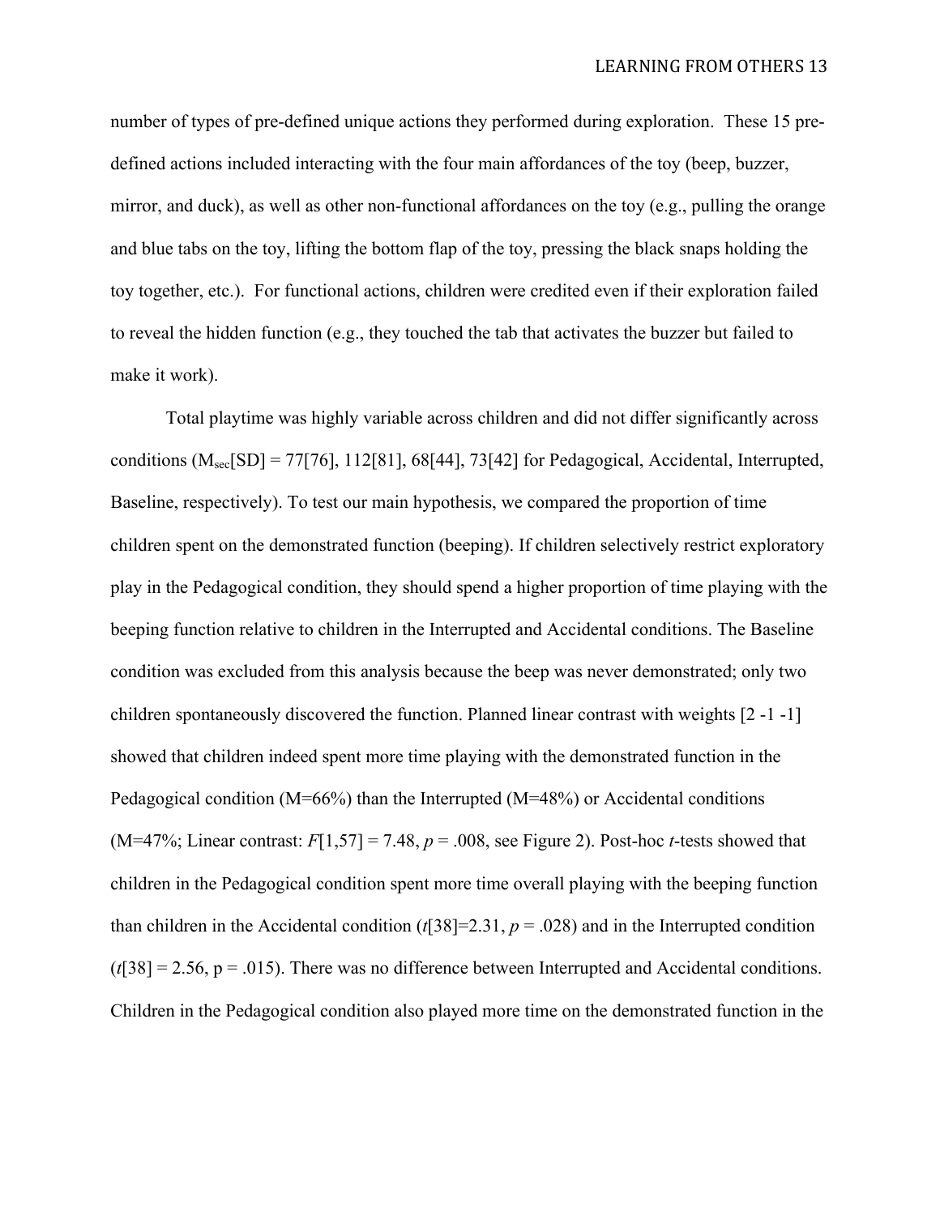number of types of pre-defined unique actions they performed during exploration. These 15 pre-defined actions included interacting with the four main affordances of the toy (beep, buzzer, mirror, and duck), as well as other non-functional affordances on the toy (e.g., pulling the orange and blue tabs on the toy, lifting the bottom flap of the toy, pressing the black snaps holding the toy together, etc.). For functional actions, children were credited even if their exploration failed to reveal the hidden function (e.g., they touched the tab that activates the buzzer but failed to make it work).

Total playtime was highly variable across children and did not differ significantly across conditions ($M_{sec}$[SD] = 77[76], 112[81], 68[44], 73[42] for Pedagogical, Accidental, Interrupted, Baseline, respectively). To test our main hypothesis, we compared the proportion of time children spent on the demonstrated function (beeping). If children selectively restrict exploratory play in the Pedagogical condition, they should spend a higher proportion of time playing with the beeping function relative to children in the Interrupted and Accidental conditions. The Baseline condition was excluded from this analysis because the beep was never demonstrated; only two children spontaneously discovered the function. Planned linear contrast with weights [2 -1 -1] showed that children indeed spent more time playing with the demonstrated function in the Pedagogical condition (M=66%) than the Interrupted (M=48%) or Accidental conditions (M=47%; Linear contrast: $F[1,57] = 7.48$, $p = .008$, see Figure 2). Post-hoc *t*-tests showed that children in the Pedagogical condition spent more time overall playing with the beeping function than children in the Accidental condition ($t[38]=2.31$, $p = .028$) and in the Interrupted condition ($t[38] = 2.56$, $p = .015$). There was no difference between Interrupted and Accidental conditions. Children in the Pedagogical condition also played more time on the demonstrated function in the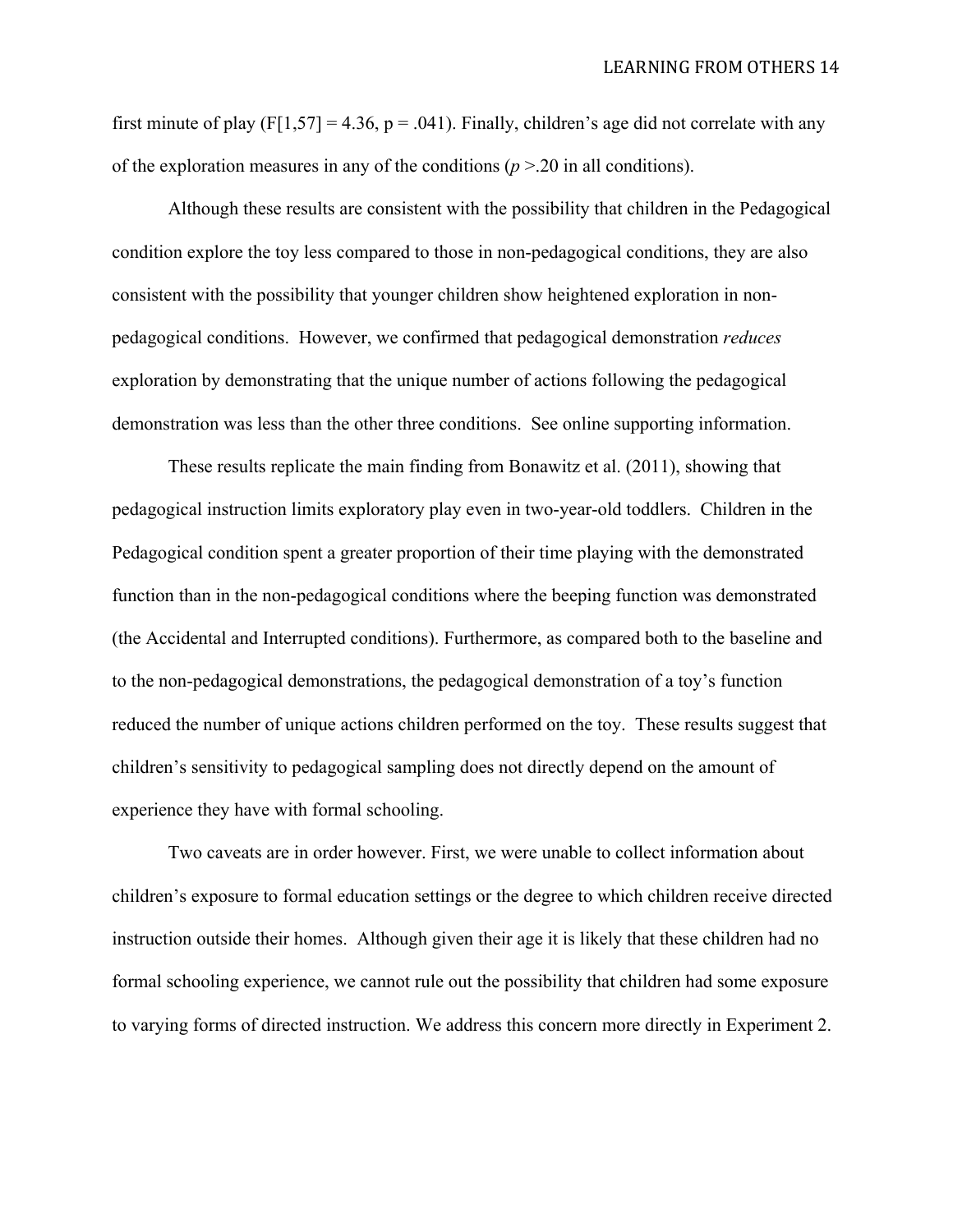first minute of play ($F[1,57] = 4.36$, $p = .041$). Finally, children's age did not correlate with any of the exploration measures in any of the conditions ($p > .20$ in all conditions).

Although these results are consistent with the possibility that children in the Pedagogical condition explore the toy less compared to those in non-pedagogical conditions, they are also consistent with the possibility that younger children show heightened exploration in non-pedagogical conditions. However, we confirmed that pedagogical demonstration *reduces* exploration by demonstrating that the unique number of actions following the pedagogical demonstration was less than the other three conditions. See online supporting information.

These results replicate the main finding from Bonawitz et al. (2011), showing that pedagogical instruction limits exploratory play even in two-year-old toddlers. Children in the Pedagogical condition spent a greater proportion of their time playing with the demonstrated function than in the non-pedagogical conditions where the beeping function was demonstrated (the Accidental and Interrupted conditions). Furthermore, as compared both to the baseline and to the non-pedagogical demonstrations, the pedagogical demonstration of a toy's function reduced the number of unique actions children performed on the toy. These results suggest that children's sensitivity to pedagogical sampling does not directly depend on the amount of experience they have with formal schooling.

Two caveats are in order however. First, we were unable to collect information about children's exposure to formal education settings or the degree to which children receive directed instruction outside their homes. Although given their age it is likely that these children had no formal schooling experience, we cannot rule out the possibility that children had some exposure to varying forms of directed instruction. We address this concern more directly in Experiment 2.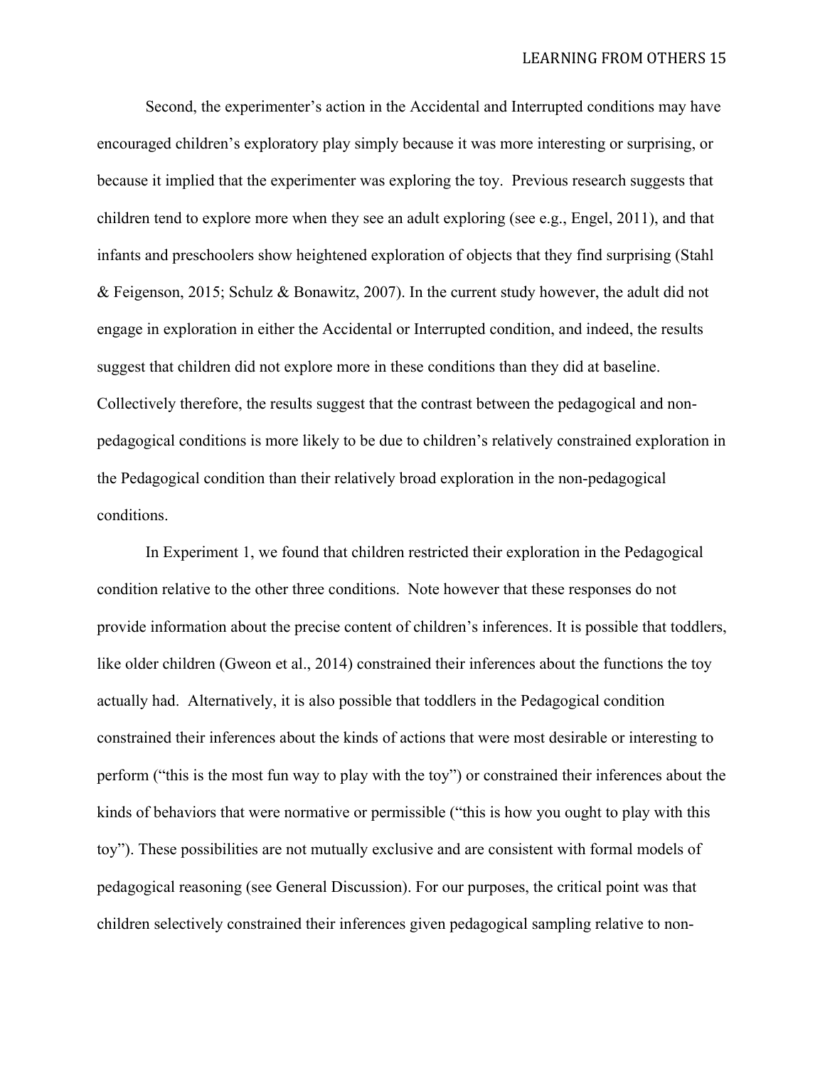Second, the experimenter's action in the Accidental and Interrupted conditions may have encouraged children's exploratory play simply because it was more interesting or surprising, or because it implied that the experimenter was exploring the toy. Previous research suggests that children tend to explore more when they see an adult exploring (see e.g., Engel, 2011), and that infants and preschoolers show heightened exploration of objects that they find surprising (Stahl & Feigenson, 2015; Schulz & Bonawitz, 2007). In the current study however, the adult did not engage in exploration in either the Accidental or Interrupted condition, and indeed, the results suggest that children did not explore more in these conditions than they did at baseline. Collectively therefore, the results suggest that the contrast between the pedagogical and non-pedagogical conditions is more likely to be due to children's relatively constrained exploration in the Pedagogical condition than their relatively broad exploration in the non-pedagogical conditions.

In Experiment 1, we found that children restricted their exploration in the Pedagogical condition relative to the other three conditions. Note however that these responses do not provide information about the precise content of children's inferences. It is possible that toddlers, like older children (Gweon et al., 2014) constrained their inferences about the functions the toy actually had. Alternatively, it is also possible that toddlers in the Pedagogical condition constrained their inferences about the kinds of actions that were most desirable or interesting to perform ("this is the most fun way to play with the toy") or constrained their inferences about the kinds of behaviors that were normative or permissible ("this is how you ought to play with this toy"). These possibilities are not mutually exclusive and are consistent with formal models of pedagogical reasoning (see General Discussion). For our purposes, the critical point was that children selectively constrained their inferences given pedagogical sampling relative to non-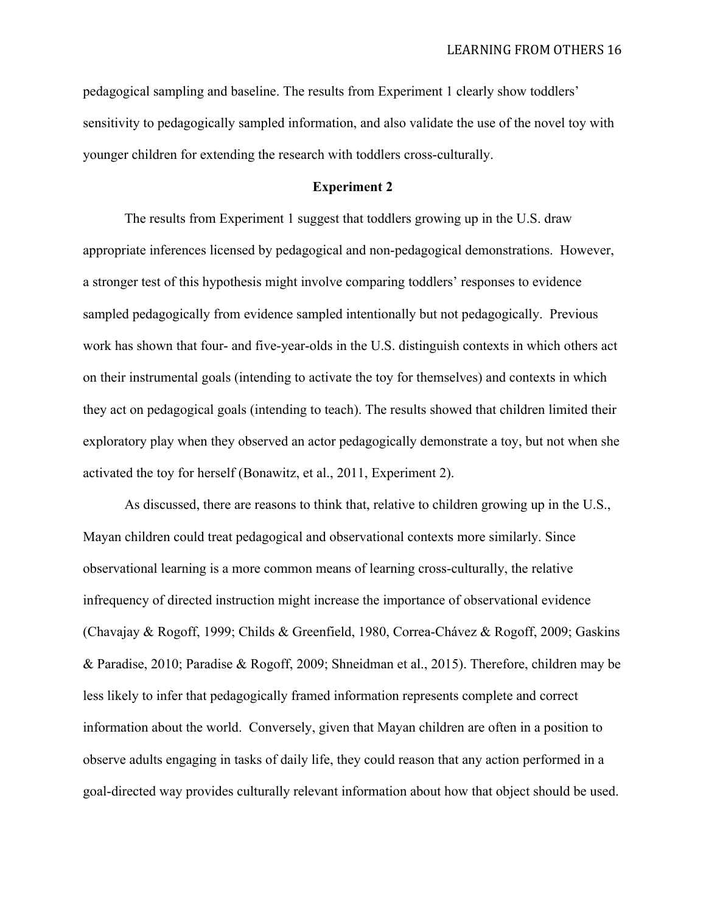pedagogical sampling and baseline. The results from Experiment 1 clearly show toddlers' sensitivity to pedagogically sampled information, and also validate the use of the novel toy with younger children for extending the research with toddlers cross-culturally.

## Experiment 2

The results from Experiment 1 suggest that toddlers growing up in the U.S. draw appropriate inferences licensed by pedagogical and non-pedagogical demonstrations. However, a stronger test of this hypothesis might involve comparing toddlers' responses to evidence sampled pedagogically from evidence sampled intentionally but not pedagogically. Previous work has shown that four- and five-year-olds in the U.S. distinguish contexts in which others act on their instrumental goals (intending to activate the toy for themselves) and contexts in which they act on pedagogical goals (intending to teach). The results showed that children limited their exploratory play when they observed an actor pedagogically demonstrate a toy, but not when she activated the toy for herself (Bonawitz, et al., 2011, Experiment 2).

As discussed, there are reasons to think that, relative to children growing up in the U.S., Mayan children could treat pedagogical and observational contexts more similarly. Since observational learning is a more common means of learning cross-culturally, the relative infrequency of directed instruction might increase the importance of observational evidence (Chavajay & Rogoff, 1999; Childs & Greenfield, 1980, Correa-Chávez & Rogoff, 2009; Gaskins & Paradise, 2010; Paradise & Rogoff, 2009; Shneidman et al., 2015). Therefore, children may be less likely to infer that pedagogically framed information represents complete and correct information about the world. Conversely, given that Mayan children are often in a position to observe adults engaging in tasks of daily life, they could reason that any action performed in a goal-directed way provides culturally relevant information about how that object should be used.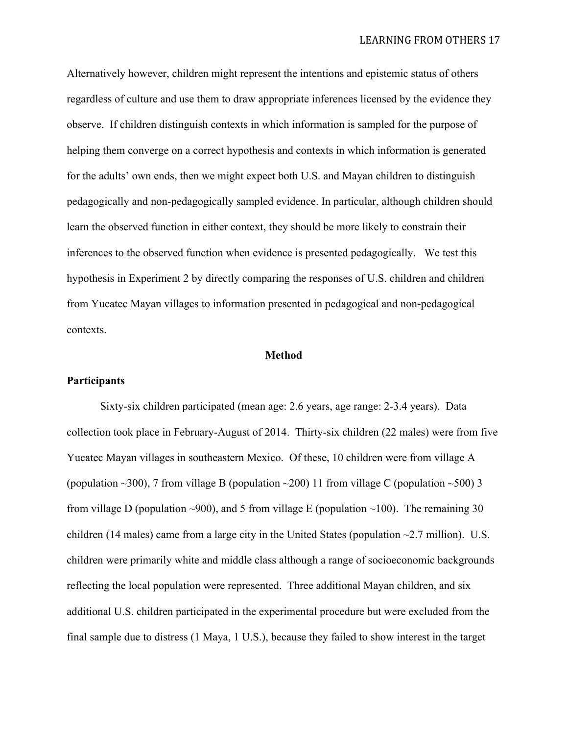Alternatively however, children might represent the intentions and epistemic status of others regardless of culture and use them to draw appropriate inferences licensed by the evidence they observe. If children distinguish contexts in which information is sampled for the purpose of helping them converge on a correct hypothesis and contexts in which information is generated for the adults' own ends, then we might expect both U.S. and Mayan children to distinguish pedagogically and non-pedagogically sampled evidence. In particular, although children should learn the observed function in either context, they should be more likely to constrain their inferences to the observed function when evidence is presented pedagogically. We test this hypothesis in Experiment 2 by directly comparing the responses of U.S. children and children from Yucatec Mayan villages to information presented in pedagogical and non-pedagogical contexts.

## Method

### Participants

Sixty-six children participated (mean age: 2.6 years, age range: 2-3.4 years). Data collection took place in February-August of 2014. Thirty-six children (22 males) were from five Yucatec Mayan villages in southeastern Mexico. Of these, 10 children were from village A (population ~300), 7 from village B (population ~200) 11 from village C (population ~500) 3 from village D (population ~900), and 5 from village E (population ~100). The remaining 30 children (14 males) came from a large city in the United States (population ~2.7 million). U.S. children were primarily white and middle class although a range of socioeconomic backgrounds reflecting the local population were represented. Three additional Mayan children, and six additional U.S. children participated in the experimental procedure but were excluded from the final sample due to distress (1 Maya, 1 U.S.), because they failed to show interest in the target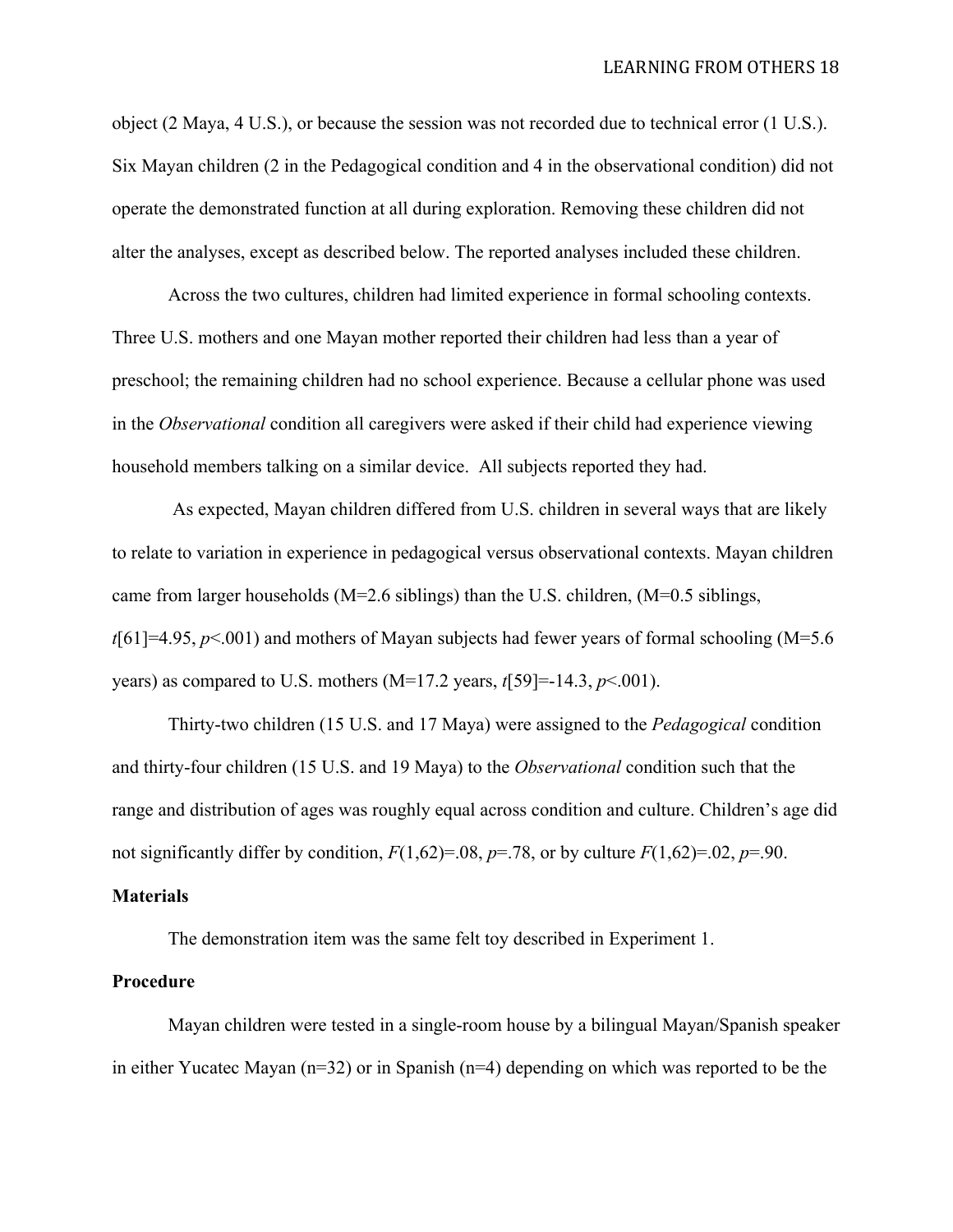object (2 Maya, 4 U.S.), or because the session was not recorded due to technical error (1 U.S.). Six Mayan children (2 in the Pedagogical condition and 4 in the observational condition) did not operate the demonstrated function at all during exploration. Removing these children did not alter the analyses, except as described below. The reported analyses included these children.

Across the two cultures, children had limited experience in formal schooling contexts. Three U.S. mothers and one Mayan mother reported their children had less than a year of preschool; the remaining children had no school experience. Because a cellular phone was used in the *Observational* condition all caregivers were asked if their child had experience viewing household members talking on a similar device. All subjects reported they had.

As expected, Mayan children differed from U.S. children in several ways that are likely to relate to variation in experience in pedagogical versus observational contexts. Mayan children came from larger households (M=2.6 siblings) than the U.S. children, (M=0.5 siblings, $t[61]=4.95$, $p<.001$) and mothers of Mayan subjects had fewer years of formal schooling (M=5.6 years) as compared to U.S. mothers (M=17.2 years, $t[59]=-14.3$, $p<.001$).

Thirty-two children (15 U.S. and 17 Maya) were assigned to the *Pedagogical* condition and thirty-four children (15 U.S. and 19 Maya) to the *Observational* condition such that the range and distribution of ages was roughly equal across condition and culture. Children's age did not significantly differ by condition, $F(1,62)=.08$, $p=.78$, or by culture $F(1,62)=.02$, $p=.90$.

**Materials**

The demonstration item was the same felt toy described in Experiment 1.

**Procedure**

Mayan children were tested in a single-room house by a bilingual Mayan/Spanish speaker in either Yucatec Mayan (n=32) or in Spanish (n=4) depending on which was reported to be the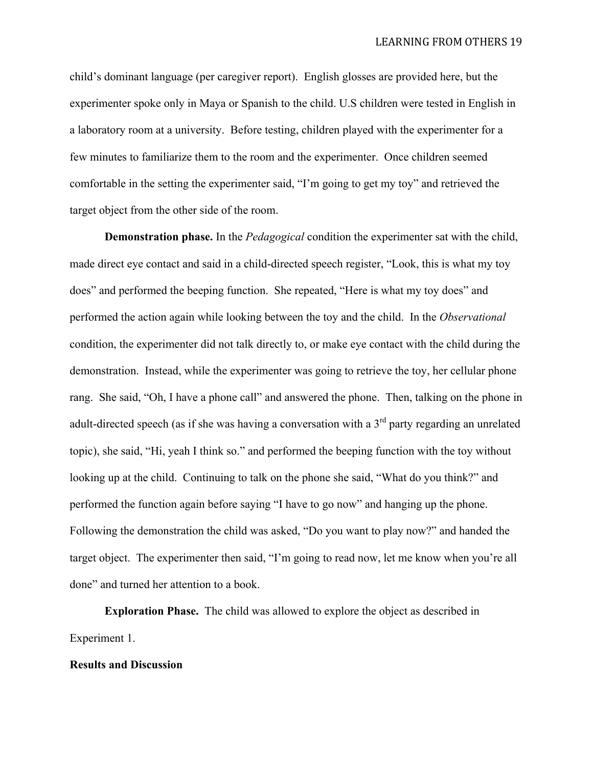child's dominant language (per caregiver report). English glosses are provided here, but the experimenter spoke only in Maya or Spanish to the child. U.S children were tested in English in a laboratory room at a university. Before testing, children played with the experimenter for a few minutes to familiarize them to the room and the experimenter. Once children seemed comfortable in the setting the experimenter said, "I'm going to get my toy" and retrieved the target object from the other side of the room.

**Demonstration phase.** In the *Pedagogical* condition the experimenter sat with the child, made direct eye contact and said in a child-directed speech register, "Look, this is what my toy does" and performed the beeping function. She repeated, "Here is what my toy does" and performed the action again while looking between the toy and the child. In the *Observational* condition, the experimenter did not talk directly to, or make eye contact with the child during the demonstration. Instead, while the experimenter was going to retrieve the toy, her cellular phone rang. She said, "Oh, I have a phone call" and answered the phone. Then, talking on the phone in adult-directed speech (as if she was having a conversation with a 3rd party regarding an unrelated topic), she said, "Hi, yeah I think so." and performed the beeping function with the toy without looking up at the child. Continuing to talk on the phone she said, "What do you think?" and performed the function again before saying "I have to go now" and hanging up the phone. Following the demonstration the child was asked, "Do you want to play now?" and handed the target object. The experimenter then said, "I'm going to read now, let me know when you're all done" and turned her attention to a book.

**Exploration Phase.** The child was allowed to explore the object as described in Experiment 1.

**Results and Discussion**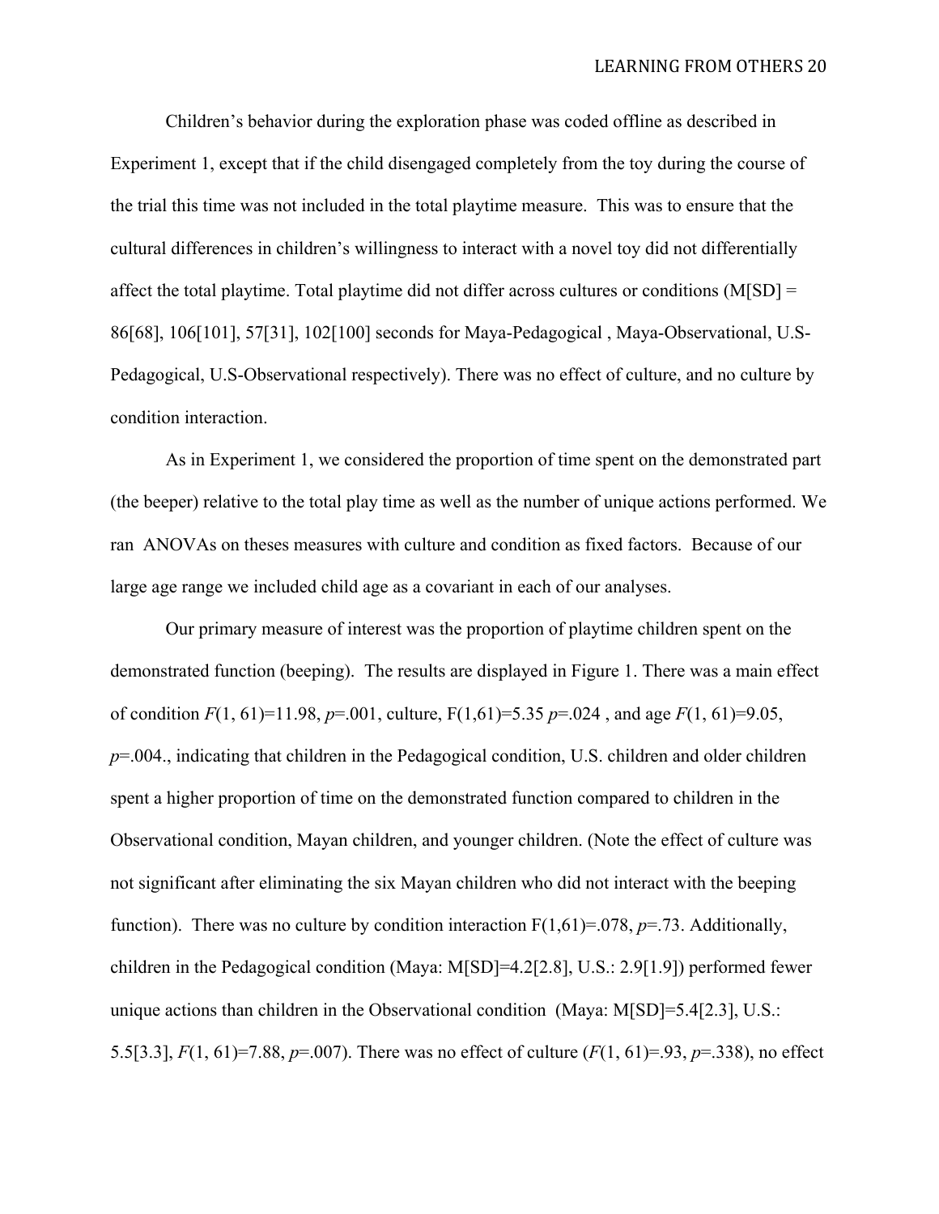Children's behavior during the exploration phase was coded offline as described in Experiment 1, except that if the child disengaged completely from the toy during the course of the trial this time was not included in the total playtime measure. This was to ensure that the cultural differences in children's willingness to interact with a novel toy did not differentially affect the total playtime. Total playtime did not differ across cultures or conditions (M[SD] = 86[68], 106[101], 57[31], 102[100] seconds for Maya-Pedagogical , Maya-Observational, U.S-Pedagogical, U.S-Observational respectively). There was no effect of culture, and no culture by condition interaction.

As in Experiment 1, we considered the proportion of time spent on the demonstrated part (the beeper) relative to the total play time as well as the number of unique actions performed. We ran ANOVAs on theses measures with culture and condition as fixed factors. Because of our large age range we included child age as a covariant in each of our analyses.

Our primary measure of interest was the proportion of playtime children spent on the demonstrated function (beeping). The results are displayed in Figure 1. There was a main effect of condition $F(1, 61)=11.98$, $p=.001$, culture, $F(1,61)=5.35$ $p=.024$ , and age $F(1, 61)=9.05$, $p=.004$., indicating that children in the Pedagogical condition, U.S. children and older children spent a higher proportion of time on the demonstrated function compared to children in the Observational condition, Mayan children, and younger children. (Note the effect of culture was not significant after eliminating the six Mayan children who did not interact with the beeping function). There was no culture by condition interaction $F(1,61)=.078$, $p=.73$. Additionally, children in the Pedagogical condition (Maya: M[SD]=4.2[2.8], U.S.: 2.9[1.9]) performed fewer unique actions than children in the Observational condition (Maya: M[SD]=5.4[2.3], U.S.: 5.5[3.3], $F(1, 61)=7.88$, $p=.007$). There was no effect of culture ($F(1, 61)=.93$, $p=.338$), no effect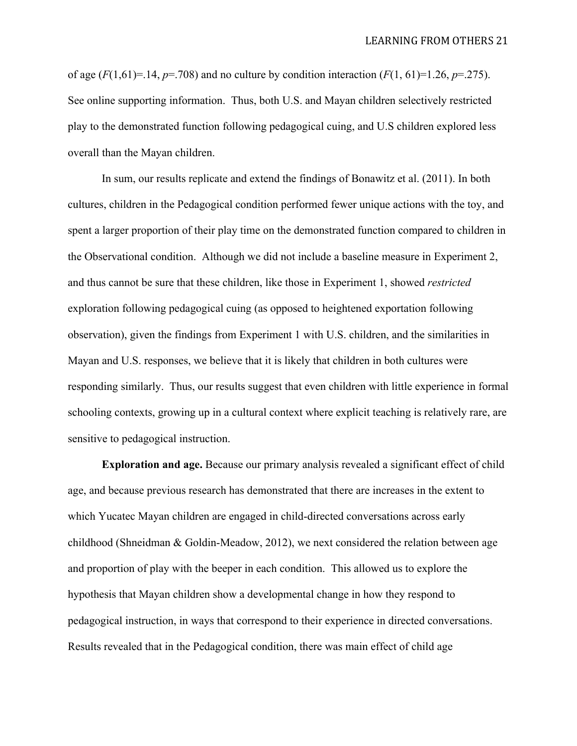of age ($F(1,61)=.14$, $p=.708$) and no culture by condition interaction ($F(1, 61)=1.26$, $p=.275$). See online supporting information. Thus, both U.S. and Mayan children selectively restricted play to the demonstrated function following pedagogical cuing, and U.S children explored less overall than the Mayan children.

In sum, our results replicate and extend the findings of Bonawitz et al. (2011). In both cultures, children in the Pedagogical condition performed fewer unique actions with the toy, and spent a larger proportion of their play time on the demonstrated function compared to children in the Observational condition. Although we did not include a baseline measure in Experiment 2, and thus cannot be sure that these children, like those in Experiment 1, showed *restricted* exploration following pedagogical cuing (as opposed to heightened exportation following observation), given the findings from Experiment 1 with U.S. children, and the similarities in Mayan and U.S. responses, we believe that it is likely that children in both cultures were responding similarly. Thus, our results suggest that even children with little experience in formal schooling contexts, growing up in a cultural context where explicit teaching is relatively rare, are sensitive to pedagogical instruction.

**Exploration and age.** Because our primary analysis revealed a significant effect of child age, and because previous research has demonstrated that there are increases in the extent to which Yucatec Mayan children are engaged in child-directed conversations across early childhood (Shneidman & Goldin-Meadow, 2012), we next considered the relation between age and proportion of play with the beeper in each condition. This allowed us to explore the hypothesis that Mayan children show a developmental change in how they respond to pedagogical instruction, in ways that correspond to their experience in directed conversations. Results revealed that in the Pedagogical condition, there was main effect of child age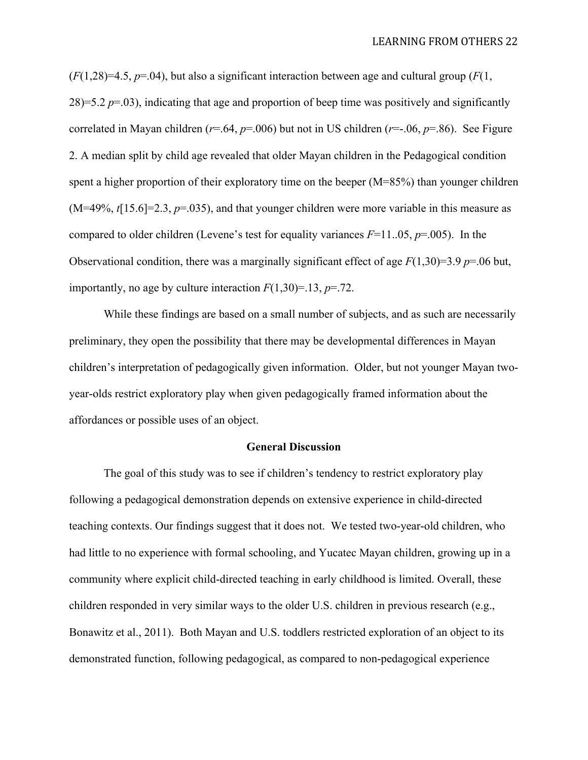($F(1,28)=4.5$, $p=.04$), but also a significant interaction between age and cultural group ($F(1, 28)=5.2$ $p=.03$), indicating that age and proportion of beep time was positively and significantly correlated in Mayan children ($r=.64$, $p=.006$) but not in US children ($r=-.06$, $p=.86$). See Figure 2. A median split by child age revealed that older Mayan children in the Pedagogical condition spent a higher proportion of their exploratory time on the beeper (M=85%) than younger children (M=49%, $t[15.6]=2.3$, $p=.035$), and that younger children were more variable in this measure as compared to older children (Levene's test for equality variances $F$=11..05, $p=.005$). In the Observational condition, there was a marginally significant effect of age $F(1,30)=3.9$ $p=.06$ but, importantly, no age by culture interaction $F(1,30)=.13$, $p=.72$.

While these findings are based on a small number of subjects, and as such are necessarily preliminary, they open the possibility that there may be developmental differences in Mayan children's interpretation of pedagogically given information. Older, but not younger Mayan two-year-olds restrict exploratory play when given pedagogically framed information about the affordances or possible uses of an object.

## General Discussion

The goal of this study was to see if children's tendency to restrict exploratory play following a pedagogical demonstration depends on extensive experience in child-directed teaching contexts. Our findings suggest that it does not. We tested two-year-old children, who had little to no experience with formal schooling, and Yucatec Mayan children, growing up in a community where explicit child-directed teaching in early childhood is limited. Overall, these children responded in very similar ways to the older U.S. children in previous research (e.g., Bonawitz et al., 2011). Both Mayan and U.S. toddlers restricted exploration of an object to its demonstrated function, following pedagogical, as compared to non-pedagogical experience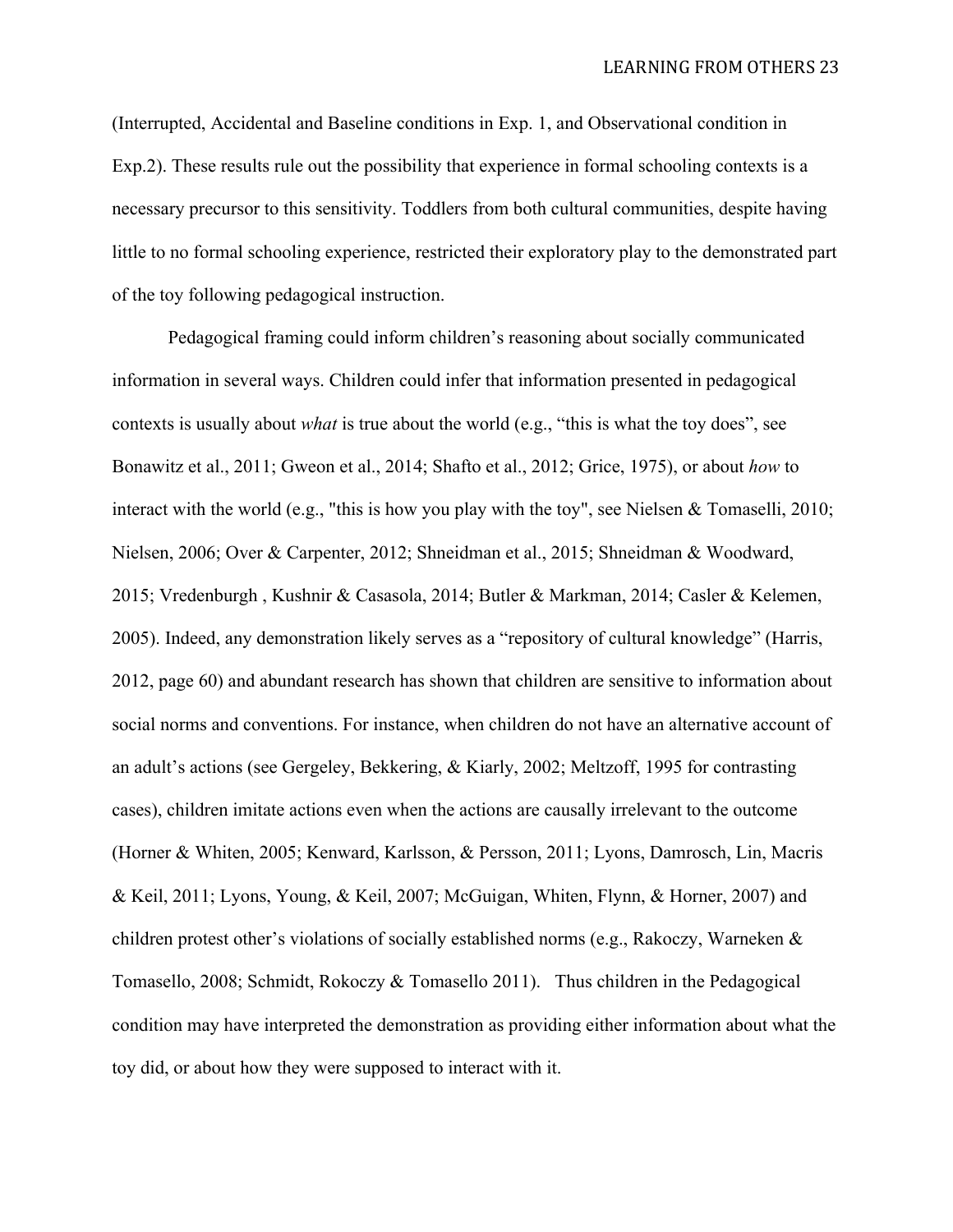(Interrupted, Accidental and Baseline conditions in Exp. 1, and Observational condition in Exp.2). These results rule out the possibility that experience in formal schooling contexts is a necessary precursor to this sensitivity. Toddlers from both cultural communities, despite having little to no formal schooling experience, restricted their exploratory play to the demonstrated part of the toy following pedagogical instruction.

Pedagogical framing could inform children's reasoning about socially communicated information in several ways. Children could infer that information presented in pedagogical contexts is usually about *what* is true about the world (e.g., "this is what the toy does", see Bonawitz et al., 2011; Gweon et al., 2014; Shafto et al., 2012; Grice, 1975), or about *how* to interact with the world (e.g., "this is how you play with the toy", see Nielsen & Tomaselli, 2010; Nielsen, 2006; Over & Carpenter, 2012; Shneidman et al., 2015; Shneidman & Woodward, 2015; Vredenburgh , Kushnir & Casasola, 2014; Butler & Markman, 2014; Casler & Kelemen, 2005). Indeed, any demonstration likely serves as a "repository of cultural knowledge" (Harris, 2012, page 60) and abundant research has shown that children are sensitive to information about social norms and conventions. For instance, when children do not have an alternative account of an adult's actions (see Gergeley, Bekkering, & Kiarly, 2002; Meltzoff, 1995 for contrasting cases), children imitate actions even when the actions are causally irrelevant to the outcome (Horner & Whiten, 2005; Kenward, Karlsson, & Persson, 2011; Lyons, Damrosch, Lin, Macris & Keil, 2011; Lyons, Young, & Keil, 2007; McGuigan, Whiten, Flynn, & Horner, 2007) and children protest other's violations of socially established norms (e.g., Rakoczy, Warneken & Tomasello, 2008; Schmidt, Rokoczy & Tomasello 2011). Thus children in the Pedagogical condition may have interpreted the demonstration as providing either information about what the toy did, or about how they were supposed to interact with it.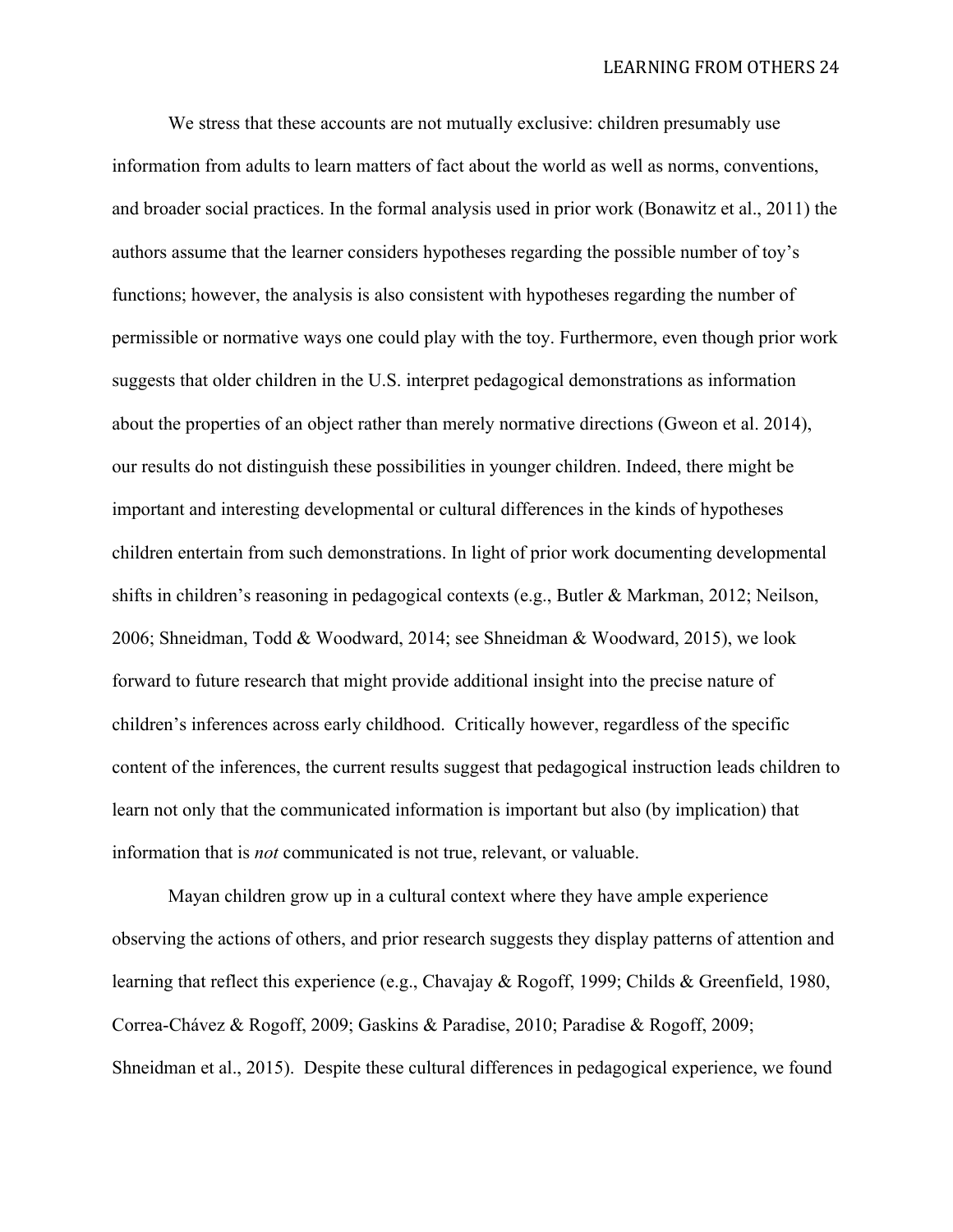We stress that these accounts are not mutually exclusive: children presumably use information from adults to learn matters of fact about the world as well as norms, conventions, and broader social practices. In the formal analysis used in prior work (Bonawitz et al., 2011) the authors assume that the learner considers hypotheses regarding the possible number of toy's functions; however, the analysis is also consistent with hypotheses regarding the number of permissible or normative ways one could play with the toy. Furthermore, even though prior work suggests that older children in the U.S. interpret pedagogical demonstrations as information about the properties of an object rather than merely normative directions (Gweon et al. 2014), our results do not distinguish these possibilities in younger children. Indeed, there might be important and interesting developmental or cultural differences in the kinds of hypotheses children entertain from such demonstrations. In light of prior work documenting developmental shifts in children's reasoning in pedagogical contexts (e.g., Butler & Markman, 2012; Neilson, 2006; Shneidman, Todd & Woodward, 2014; see Shneidman & Woodward, 2015), we look forward to future research that might provide additional insight into the precise nature of children's inferences across early childhood. Critically however, regardless of the specific content of the inferences, the current results suggest that pedagogical instruction leads children to learn not only that the communicated information is important but also (by implication) that information that is *not* communicated is not true, relevant, or valuable.

Mayan children grow up in a cultural context where they have ample experience observing the actions of others, and prior research suggests they display patterns of attention and learning that reflect this experience (e.g., Chavajay & Rogoff, 1999; Childs & Greenfield, 1980, Correa-Chávez & Rogoff, 2009; Gaskins & Paradise, 2010; Paradise & Rogoff, 2009; Shneidman et al., 2015). Despite these cultural differences in pedagogical experience, we found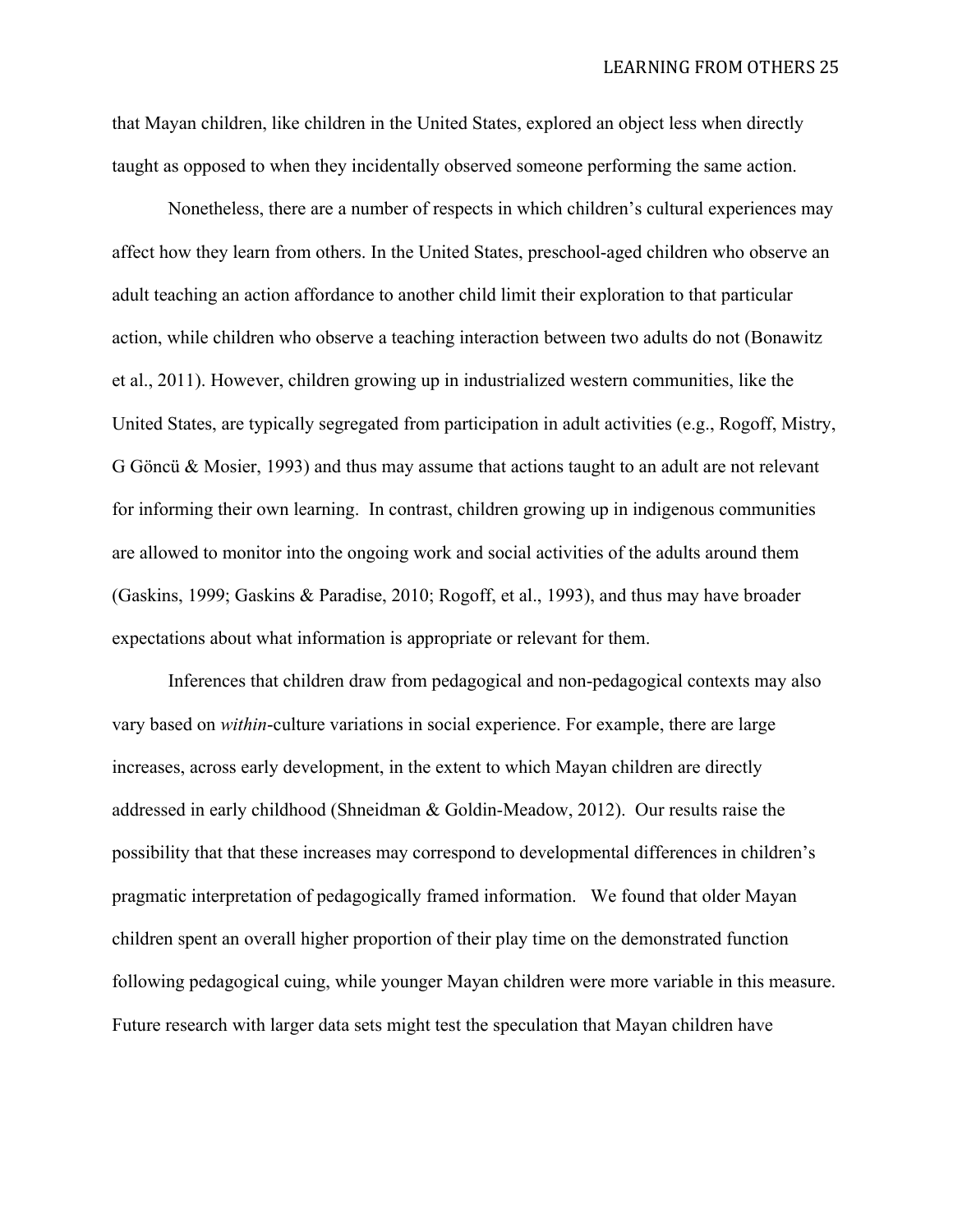that Mayan children, like children in the United States, explored an object less when directly taught as opposed to when they incidentally observed someone performing the same action.

Nonetheless, there are a number of respects in which children's cultural experiences may affect how they learn from others. In the United States, preschool-aged children who observe an adult teaching an action affordance to another child limit their exploration to that particular action, while children who observe a teaching interaction between two adults do not (Bonawitz et al., 2011). However, children growing up in industrialized western communities, like the United States, are typically segregated from participation in adult activities (e.g., Rogoff, Mistry, G Göncü & Mosier, 1993) and thus may assume that actions taught to an adult are not relevant for informing their own learning. In contrast, children growing up in indigenous communities are allowed to monitor into the ongoing work and social activities of the adults around them (Gaskins, 1999; Gaskins & Paradise, 2010; Rogoff, et al., 1993), and thus may have broader expectations about what information is appropriate or relevant for them.

Inferences that children draw from pedagogical and non-pedagogical contexts may also vary based on *within*-culture variations in social experience. For example, there are large increases, across early development, in the extent to which Mayan children are directly addressed in early childhood (Shneidman & Goldin-Meadow, 2012). Our results raise the possibility that that these increases may correspond to developmental differences in children's pragmatic interpretation of pedagogically framed information. We found that older Mayan children spent an overall higher proportion of their play time on the demonstrated function following pedagogical cuing, while younger Mayan children were more variable in this measure. Future research with larger data sets might test the speculation that Mayan children have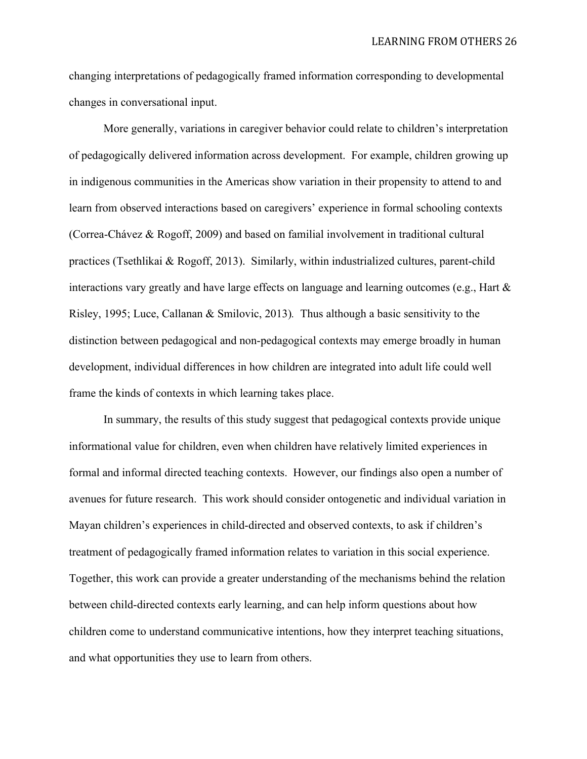changing interpretations of pedagogically framed information corresponding to developmental changes in conversational input.

More generally, variations in caregiver behavior could relate to children's interpretation of pedagogically delivered information across development. For example, children growing up in indigenous communities in the Americas show variation in their propensity to attend to and learn from observed interactions based on caregivers' experience in formal schooling contexts (Correa-Chávez & Rogoff, 2009) and based on familial involvement in traditional cultural practices (Tsethlikai & Rogoff, 2013). Similarly, within industrialized cultures, parent-child interactions vary greatly and have large effects on language and learning outcomes (e.g., Hart & Risley, 1995; Luce, Callanan & Smilovic, 2013). Thus although a basic sensitivity to the distinction between pedagogical and non-pedagogical contexts may emerge broadly in human development, individual differences in how children are integrated into adult life could well frame the kinds of contexts in which learning takes place.

In summary, the results of this study suggest that pedagogical contexts provide unique informational value for children, even when children have relatively limited experiences in formal and informal directed teaching contexts. However, our findings also open a number of avenues for future research. This work should consider ontogenetic and individual variation in Mayan children's experiences in child-directed and observed contexts, to ask if children's treatment of pedagogically framed information relates to variation in this social experience. Together, this work can provide a greater understanding of the mechanisms behind the relation between child-directed contexts early learning, and can help inform questions about how children come to understand communicative intentions, how they interpret teaching situations, and what opportunities they use to learn from others.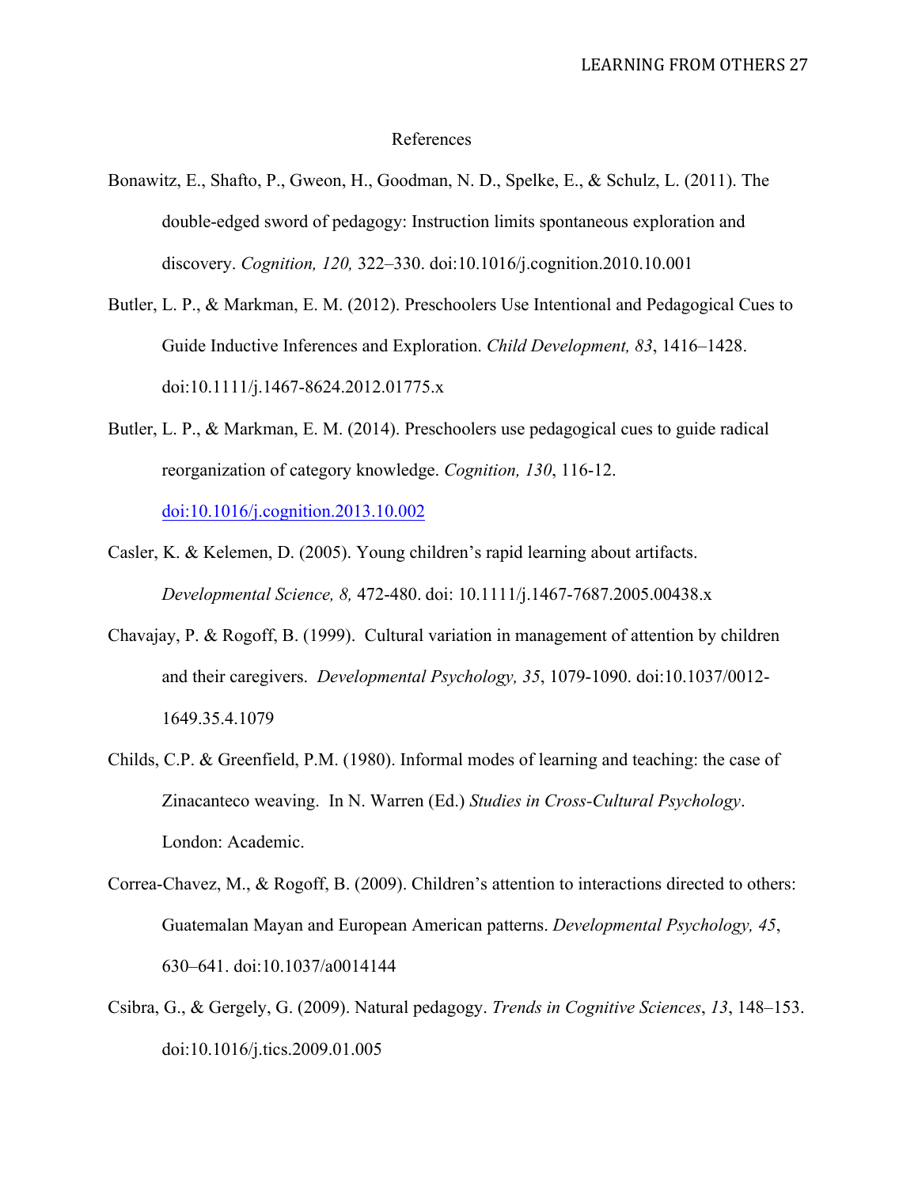# References

Bonawitz, E., Shafto, P., Gweon, H., Goodman, N. D., Spelke, E., & Schulz, L. (2011). The double-edged sword of pedagogy: Instruction limits spontaneous exploration and discovery. *Cognition, 120,* 322–330. doi:10.1016/j.cognition.2010.10.001

Butler, L. P., & Markman, E. M. (2012). Preschoolers Use Intentional and Pedagogical Cues to Guide Inductive Inferences and Exploration. *Child Development, 83*, 1416–1428. doi:10.1111/j.1467-8624.2012.01775.x

Butler, L. P., & Markman, E. M. (2014). Preschoolers use pedagogical cues to guide radical reorganization of category knowledge. *Cognition, 130*, 116-12. doi:10.1016/j.cognition.2013.10.002

Casler, K. & Kelemen, D. (2005). Young children's rapid learning about artifacts. *Developmental Science, 8,* 472-480. doi: 10.1111/j.1467-7687.2005.00438.x

Chavajay, P. & Rogoff, B. (1999). Cultural variation in management of attention by children and their caregivers. *Developmental Psychology, 35*, 1079-1090. doi:10.1037/0012-1649.35.4.1079

Childs, C.P. & Greenfield, P.M. (1980). Informal modes of learning and teaching: the case of Zinacanteco weaving. In N. Warren (Ed.) *Studies in Cross-Cultural Psychology*. London: Academic.

Correa-Chavez, M., & Rogoff, B. (2009). Children's attention to interactions directed to others: Guatemalan Mayan and European American patterns. *Developmental Psychology, 45*, 630–641. doi:10.1037/a0014144

Csibra, G., & Gergely, G. (2009). Natural pedagogy. *Trends in Cognitive Sciences*, *13*, 148–153. doi:10.1016/j.tics.2009.01.005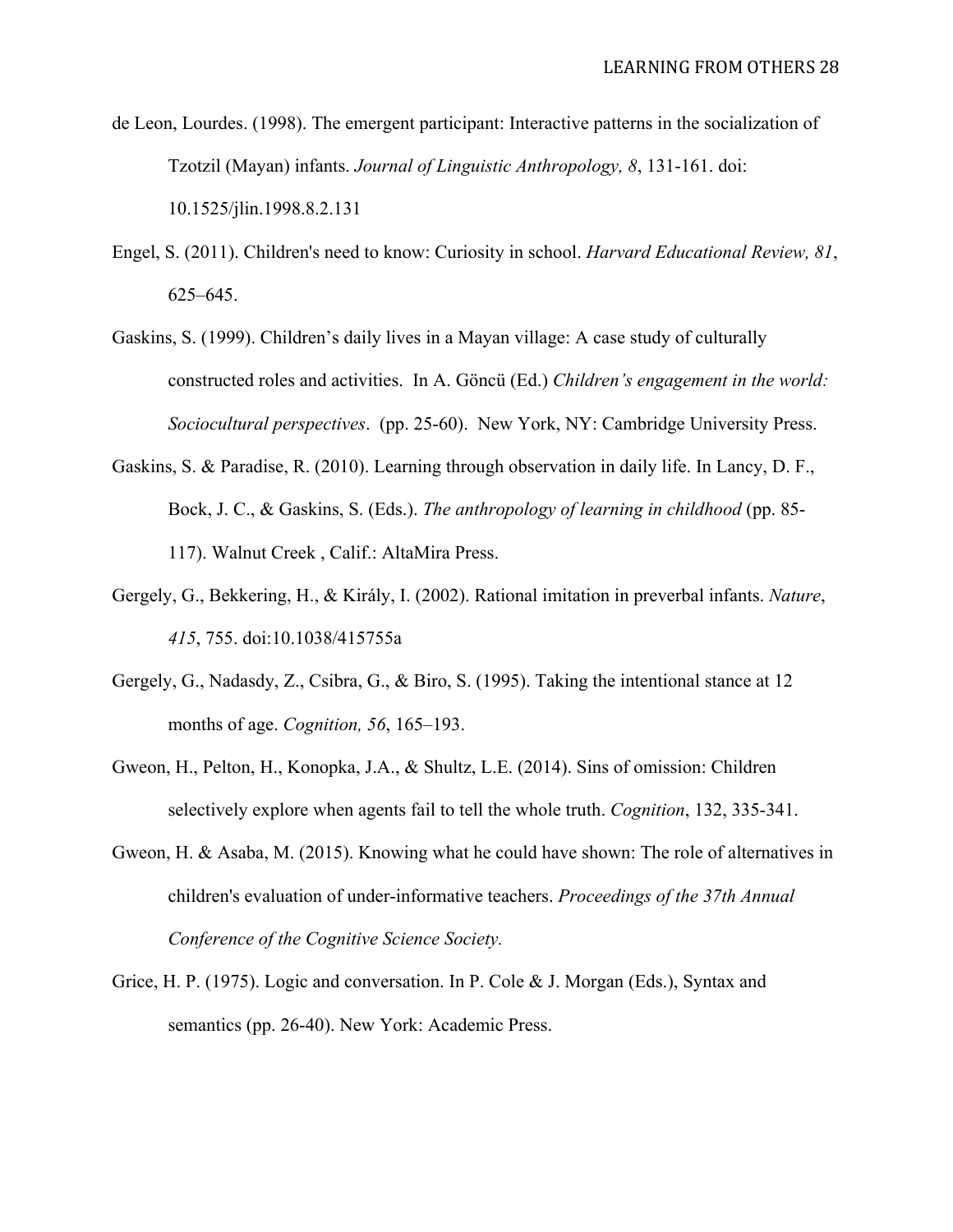de Leon, Lourdes. (1998). The emergent participant: Interactive patterns in the socialization of Tzotzil (Mayan) infants. *Journal of Linguistic Anthropology, 8*, 131-161. doi: 10.1525/jlin.1998.8.2.131

Engel, S. (2011). Children's need to know: Curiosity in school. *Harvard Educational Review, 81*, 625–645.

Gaskins, S. (1999). Children's daily lives in a Mayan village: A case study of culturally constructed roles and activities. In A. Göncü (Ed.) *Children's engagement in the world: Sociocultural perspectives*. (pp. 25-60). New York, NY: Cambridge University Press.

Gaskins, S. & Paradise, R. (2010). Learning through observation in daily life. In Lancy, D. F., Bock, J. C., & Gaskins, S. (Eds.). *The anthropology of learning in childhood* (pp. 85-117). Walnut Creek , Calif.: AltaMira Press.

Gergely, G., Bekkering, H., & Király, I. (2002). Rational imitation in preverbal infants. *Nature*, *415*, 755. doi:10.1038/415755a

Gergely, G., Nadasdy, Z., Csibra, G., & Biro, S. (1995). Taking the intentional stance at 12 months of age. *Cognition, 56*, 165–193.

Gweon, H., Pelton, H., Konopka, J.A., & Shultz, L.E. (2014). Sins of omission: Children selectively explore when agents fail to tell the whole truth. *Cognition*, 132, 335-341.

Gweon, H. & Asaba, M. (2015). Knowing what he could have shown: The role of alternatives in children's evaluation of under-informative teachers. *Proceedings of the 37th Annual Conference of the Cognitive Science Society.*

Grice, H. P. (1975). Logic and conversation. In P. Cole & J. Morgan (Eds.), Syntax and semantics (pp. 26-40). New York: Academic Press.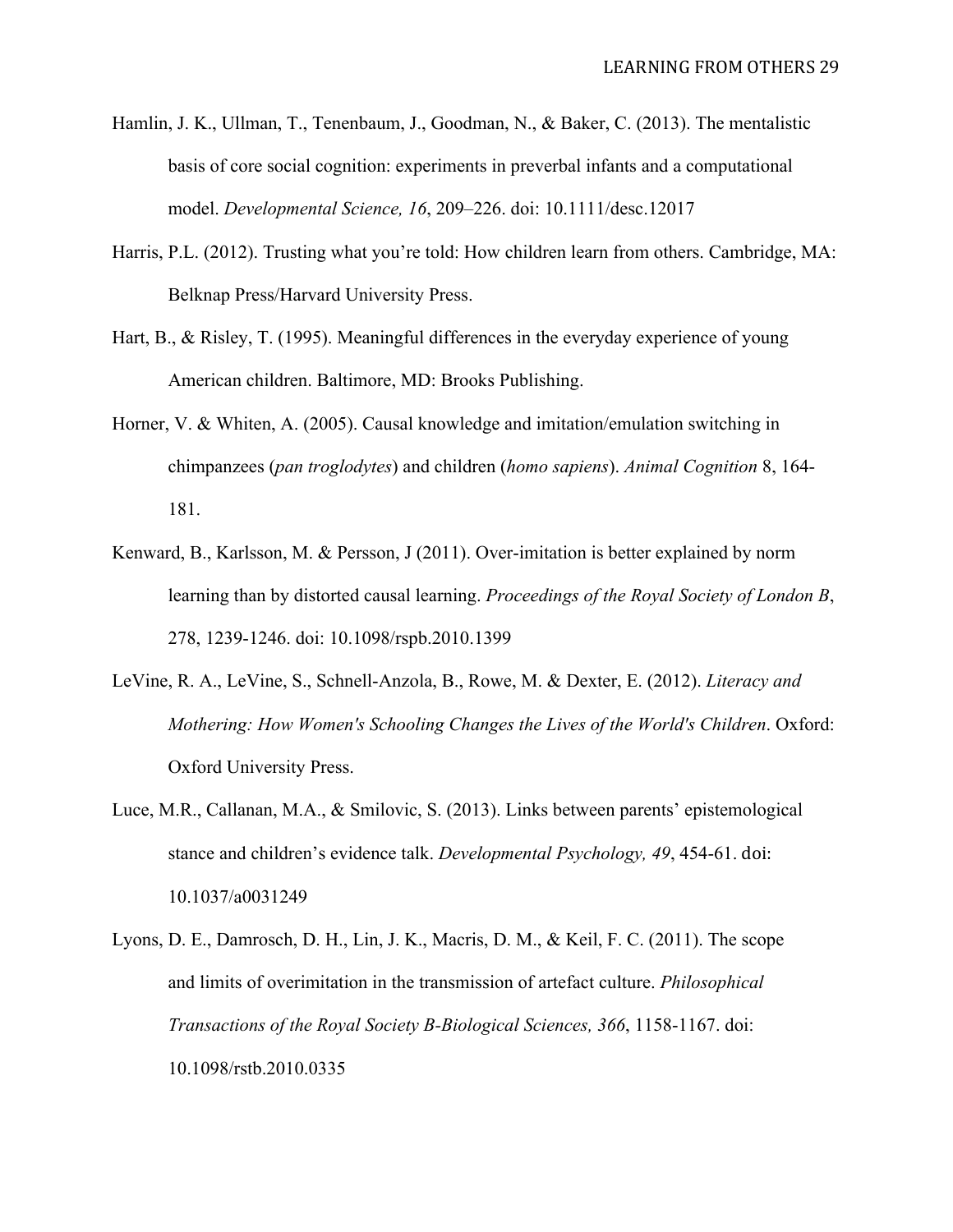Hamlin, J. K., Ullman, T., Tenenbaum, J., Goodman, N., & Baker, C. (2013). The mentalistic basis of core social cognition: experiments in preverbal infants and a computational model. *Developmental Science, 16*, 209–226. doi: 10.1111/desc.12017

Harris, P.L. (2012). Trusting what you're told: How children learn from others. Cambridge, MA: Belknap Press/Harvard University Press.

Hart, B., & Risley, T. (1995). Meaningful differences in the everyday experience of young American children. Baltimore, MD: Brooks Publishing.

Horner, V. & Whiten, A. (2005). Causal knowledge and imitation/emulation switching in chimpanzees (*pan troglodytes*) and children (*homo sapiens*). *Animal Cognition* 8, 164-181.

Kenward, B., Karlsson, M. & Persson, J (2011). Over-imitation is better explained by norm learning than by distorted causal learning. *Proceedings of the Royal Society of London B*, 278, 1239-1246. doi: 10.1098/rspb.2010.1399

LeVine, R. A., LeVine, S., Schnell-Anzola, B., Rowe, M. & Dexter, E. (2012). *Literacy and Mothering: How Women's Schooling Changes the Lives of the World's Children*. Oxford: Oxford University Press.

Luce, M.R., Callanan, M.A., & Smilovic, S. (2013). Links between parents' epistemological stance and children's evidence talk. *Developmental Psychology, 49*, 454-61. doi: 10.1037/a0031249

Lyons, D. E., Damrosch, D. H., Lin, J. K., Macris, D. M., & Keil, F. C. (2011). The scope and limits of overimitation in the transmission of artefact culture. *Philosophical Transactions of the Royal Society B-Biological Sciences, 366*, 1158-1167. doi: 10.1098/rstb.2010.0335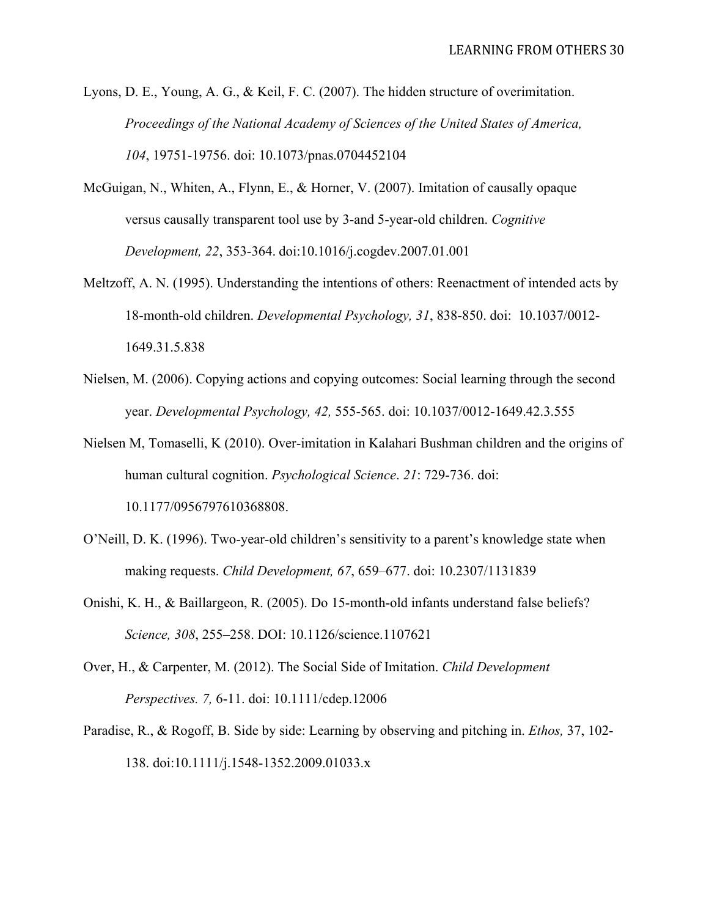Lyons, D. E., Young, A. G., & Keil, F. C. (2007). The hidden structure of overimitation. *Proceedings of the National Academy of Sciences of the United States of America, 104*, 19751-19756. doi: 10.1073/pnas.0704452104

McGuigan, N., Whiten, A., Flynn, E., & Horner, V. (2007). Imitation of causally opaque versus causally transparent tool use by 3-and 5-year-old children. *Cognitive Development, 22*, 353-364. doi:10.1016/j.cogdev.2007.01.001

Meltzoff, A. N. (1995). Understanding the intentions of others: Reenactment of intended acts by 18-month-old children. *Developmental Psychology, 31*, 838-850. doi: 10.1037/0012-1649.31.5.838

Nielsen, M. (2006). Copying actions and copying outcomes: Social learning through the second year. *Developmental Psychology, 42,* 555-565. doi: 10.1037/0012-1649.42.3.555

Nielsen M, Tomaselli, K (2010). Over-imitation in Kalahari Bushman children and the origins of human cultural cognition. *Psychological Science*. *21*: 729-736. doi: 10.1177/0956797610368808.

O'Neill, D. K. (1996). Two-year-old children's sensitivity to a parent's knowledge state when making requests. *Child Development, 67*, 659–677. doi: 10.2307/1131839

Onishi, K. H., & Baillargeon, R. (2005). Do 15-month-old infants understand false beliefs? *Science, 308*, 255–258. DOI: 10.1126/science.1107621

Over, H., & Carpenter, M. (2012). The Social Side of Imitation. *Child Development Perspectives. 7,* 6-11. doi: 10.1111/cdep.12006

Paradise, R., & Rogoff, B. Side by side: Learning by observing and pitching in. *Ethos,* 37, 102-138. doi:10.1111/j.1548-1352.2009.01033.x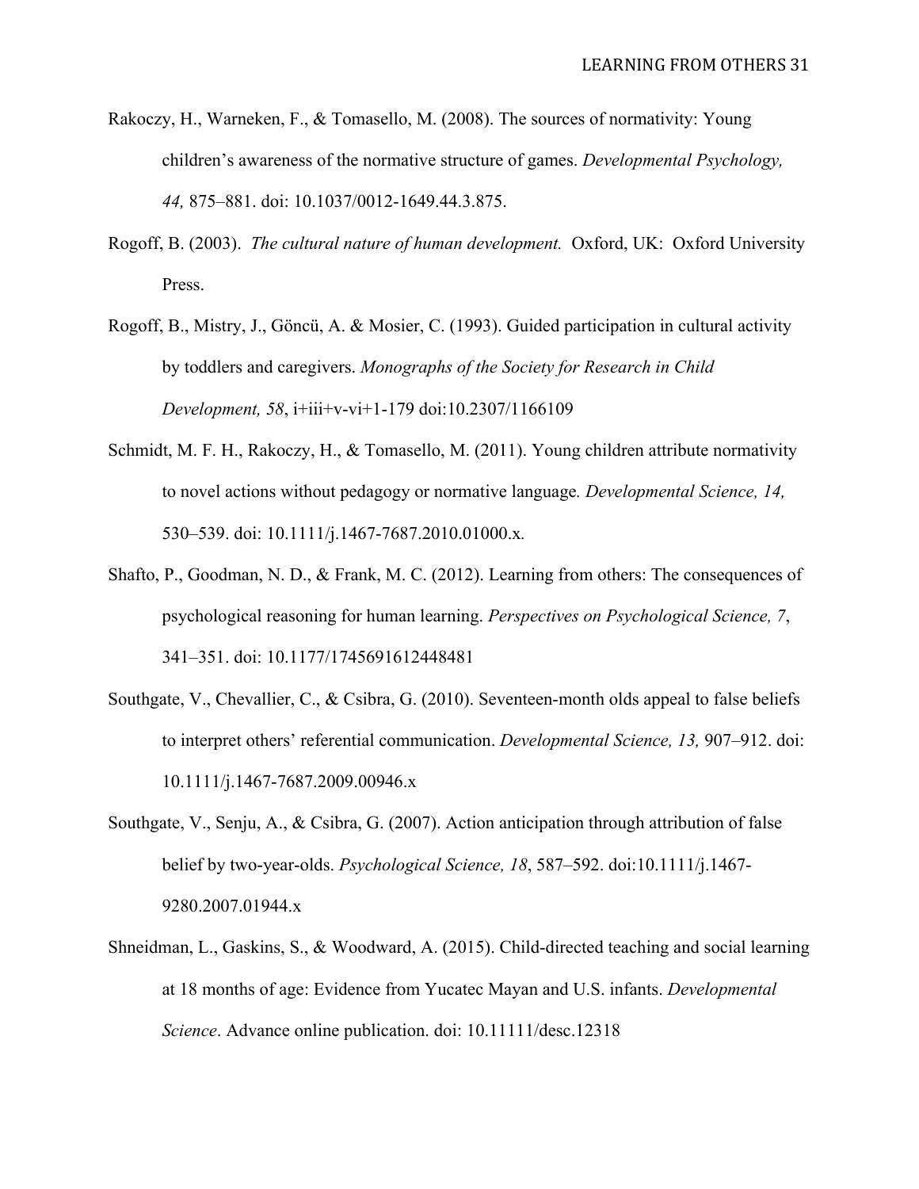Rakoczy, H., Warneken, F., & Tomasello, M. (2008). The sources of normativity: Young children's awareness of the normative structure of games. *Developmental Psychology, 44,* 875–881. doi: 10.1037/0012-1649.44.3.875.

Rogoff, B. (2003). *The cultural nature of human development.* Oxford, UK: Oxford University Press.

Rogoff, B., Mistry, J., Göncü, A. & Mosier, C. (1993). Guided participation in cultural activity by toddlers and caregivers. *Monographs of the Society for Research in Child Development, 58*, i+iii+v-vi+1-179 doi:10.2307/1166109

Schmidt, M. F. H., Rakoczy, H., & Tomasello, M. (2011). Young children attribute normativity to novel actions without pedagogy or normative language*. Developmental Science, 14,* 530–539. doi: 10.1111/j.1467-7687.2010.01000.x.

Shafto, P., Goodman, N. D., & Frank, M. C. (2012). Learning from others: The consequences of psychological reasoning for human learning. *Perspectives on Psychological Science, 7*, 341–351. doi: 10.1177/1745691612448481

Southgate, V., Chevallier, C., & Csibra, G. (2010). Seventeen-month olds appeal to false beliefs to interpret others' referential communication. *Developmental Science, 13,* 907–912. doi: 10.1111/j.1467-7687.2009.00946.x

Southgate, V., Senju, A., & Csibra, G. (2007). Action anticipation through attribution of false belief by two-year-olds. *Psychological Science, 18*, 587–592. doi:10.1111/j.1467-9280.2007.01944.x

Shneidman, L., Gaskins, S., & Woodward, A. (2015). Child-directed teaching and social learning at 18 months of age: Evidence from Yucatec Mayan and U.S. infants. *Developmental Science*. Advance online publication. doi: 10.11111/desc.12318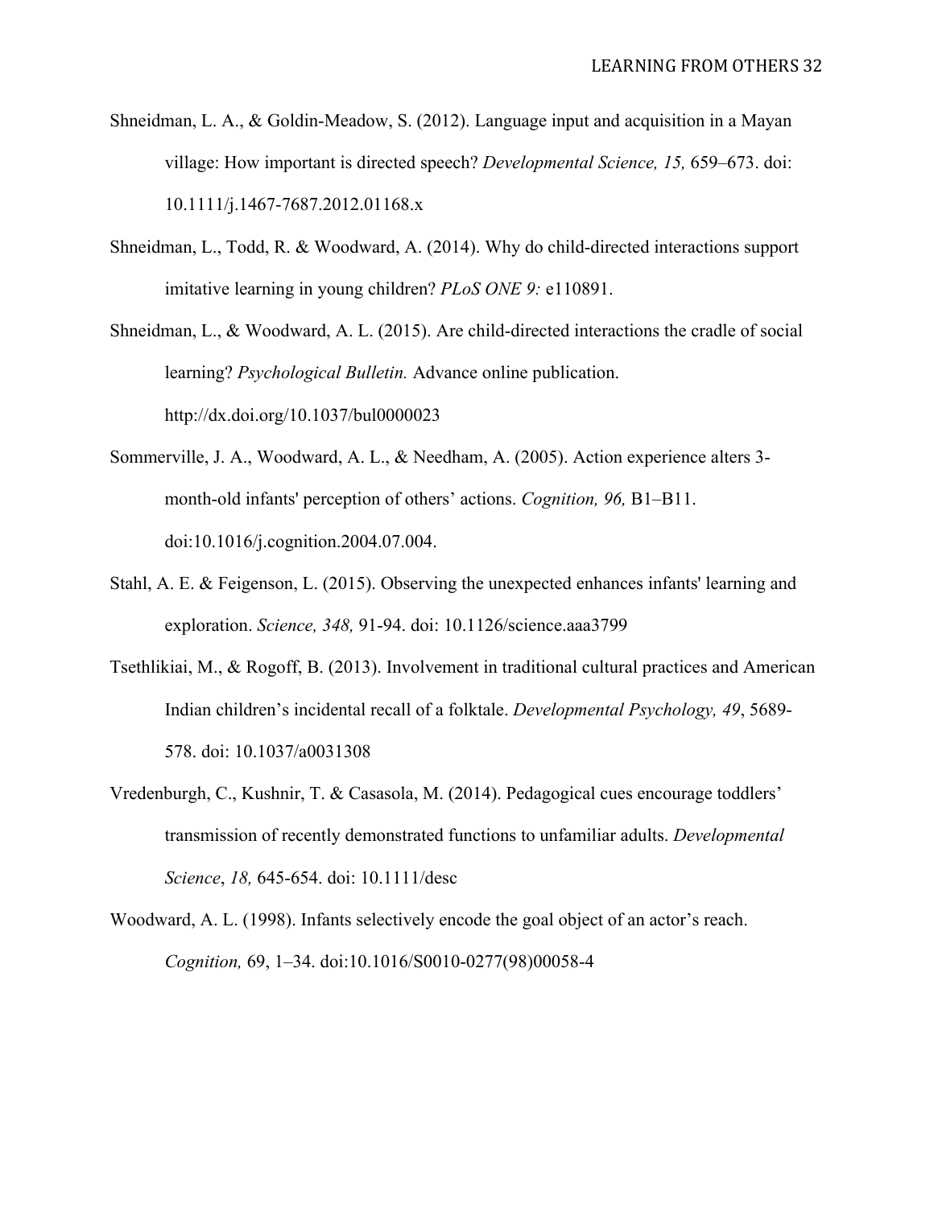Shneidman, L. A., & Goldin-Meadow, S. (2012). Language input and acquisition in a Mayan village: How important is directed speech? *Developmental Science, 15,* 659–673. doi: 10.1111/j.1467-7687.2012.01168.x

Shneidman, L., Todd, R. & Woodward, A. (2014). Why do child-directed interactions support imitative learning in young children? *PLoS ONE 9:* e110891.

Shneidman, L., & Woodward, A. L. (2015). Are child-directed interactions the cradle of social learning? *Psychological Bulletin.* Advance online publication. http://dx.doi.org/10.1037/bul0000023

Sommerville, J. A., Woodward, A. L., & Needham, A. (2005). Action experience alters 3-month-old infants' perception of others' actions. *Cognition, 96,* B1–B11. doi:10.1016/j.cognition.2004.07.004.

Stahl, A. E. & Feigenson, L. (2015). Observing the unexpected enhances infants' learning and exploration. *Science, 348,* 91-94. doi: 10.1126/science.aaa3799

Tsethlikiai, M., & Rogoff, B. (2013). Involvement in traditional cultural practices and American Indian children's incidental recall of a folktale. *Developmental Psychology, 49*, 5689-578. doi: 10.1037/a0031308

Vredenburgh, C., Kushnir, T. & Casasola, M. (2014). Pedagogical cues encourage toddlers' transmission of recently demonstrated functions to unfamiliar adults. *Developmental Science*, *18,* 645-654. doi: 10.1111/desc

Woodward, A. L. (1998). Infants selectively encode the goal object of an actor's reach. *Cognition,* 69, 1–34. doi:10.1016/S0010-0277(98)00058-4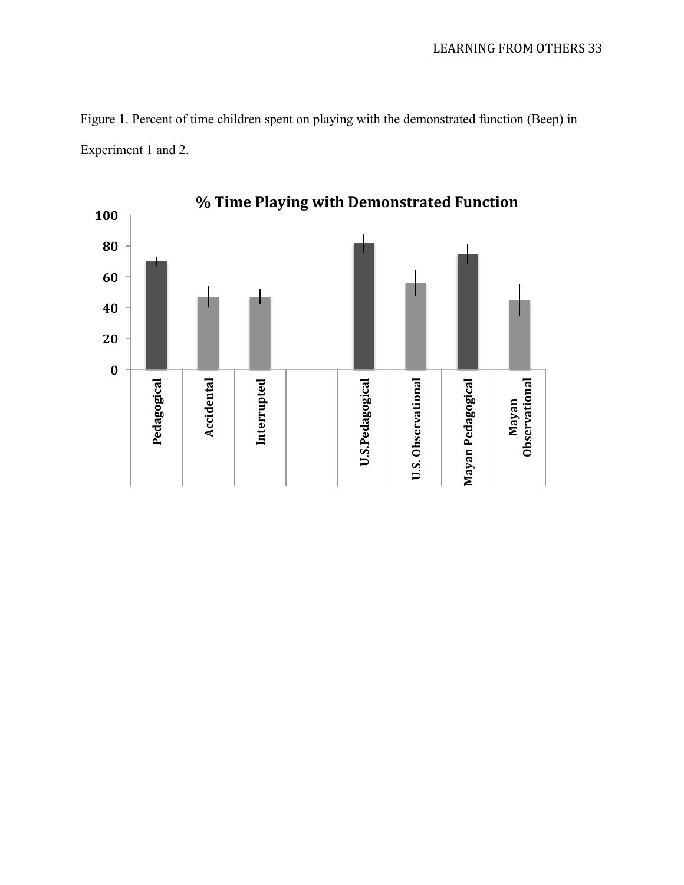Figure 1. Percent of time children spent on playing with the demonstrated function (Beep) in Experiment 1 and 2.

**% Time Playing with Demonstrated Function**

100

80

60

40

20

0

Pedagogical | Accidental | Interrupted | U.S.Pedagogical | U.S. Observational | Mayan Pedagogical | Mayan Observational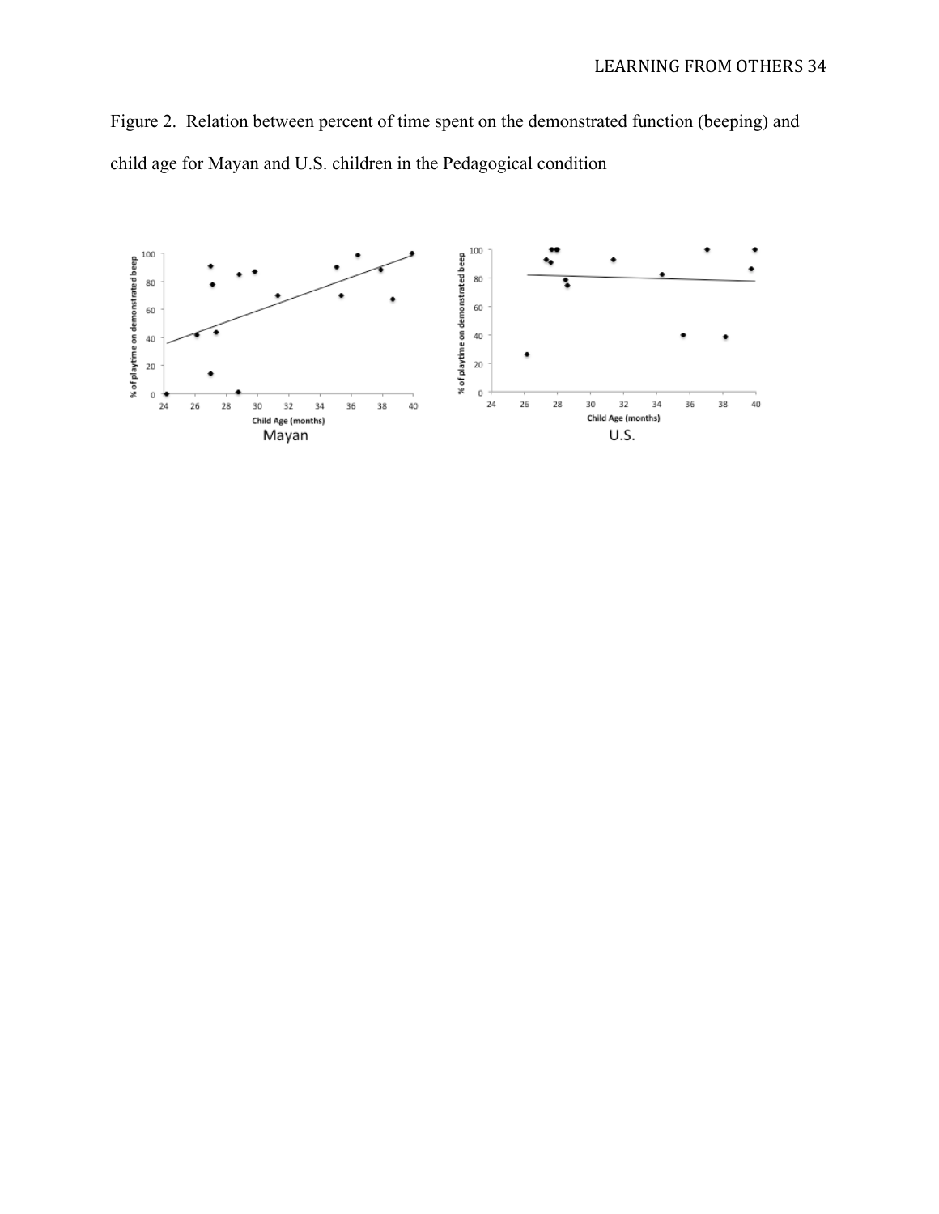Figure 2. Relation between percent of time spent on the demonstrated function (beeping) and child age for Mayan and U.S. children in the Pedagogical condition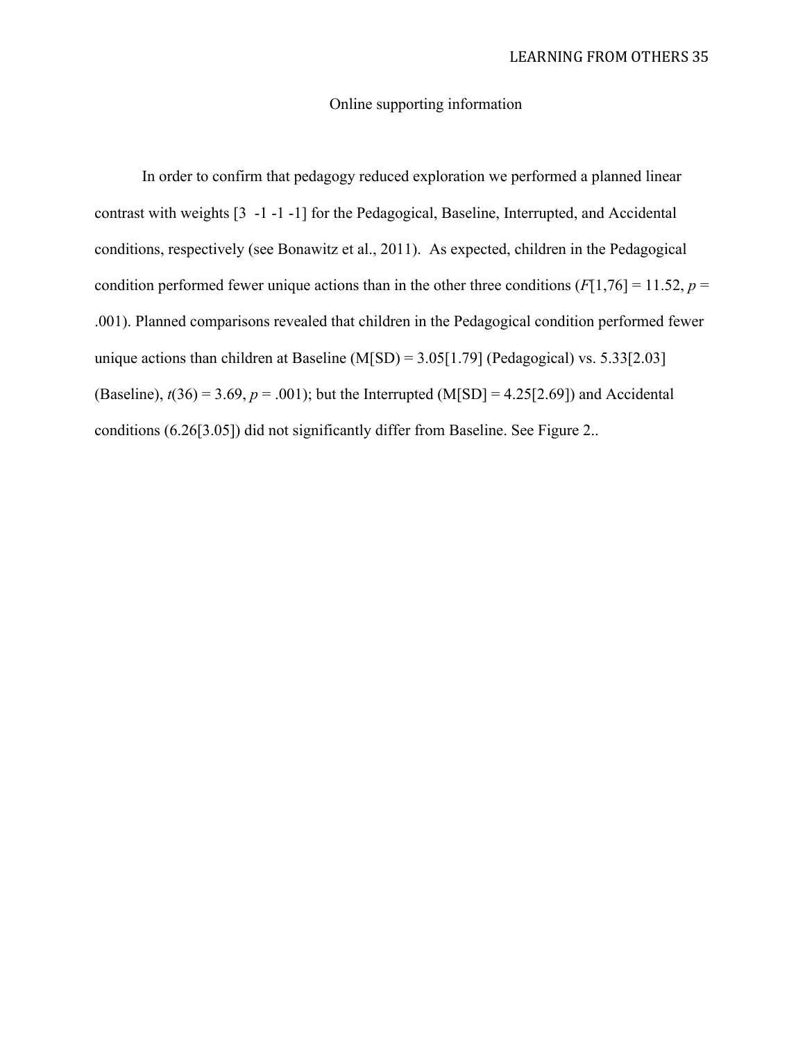# Online supporting information

In order to confirm that pedagogy reduced exploration we performed a planned linear contrast with weights [3 -1 -1 -1] for the Pedagogical, Baseline, Interrupted, and Accidental conditions, respectively (see Bonawitz et al., 2011). As expected, children in the Pedagogical condition performed fewer unique actions than in the other three conditions ($F[1,76] = 11.52$, $p = .001$). Planned comparisons revealed that children in the Pedagogical condition performed fewer unique actions than children at Baseline (M[SD) = 3.05[1.79] (Pedagogical) vs. 5.33[2.03] (Baseline), $t(36) = 3.69$, $p = .001$); but the Interrupted (M[SD] = 4.25[2.69]) and Accidental conditions (6.26[3.05]) did not significantly differ from Baseline. See Figure 2..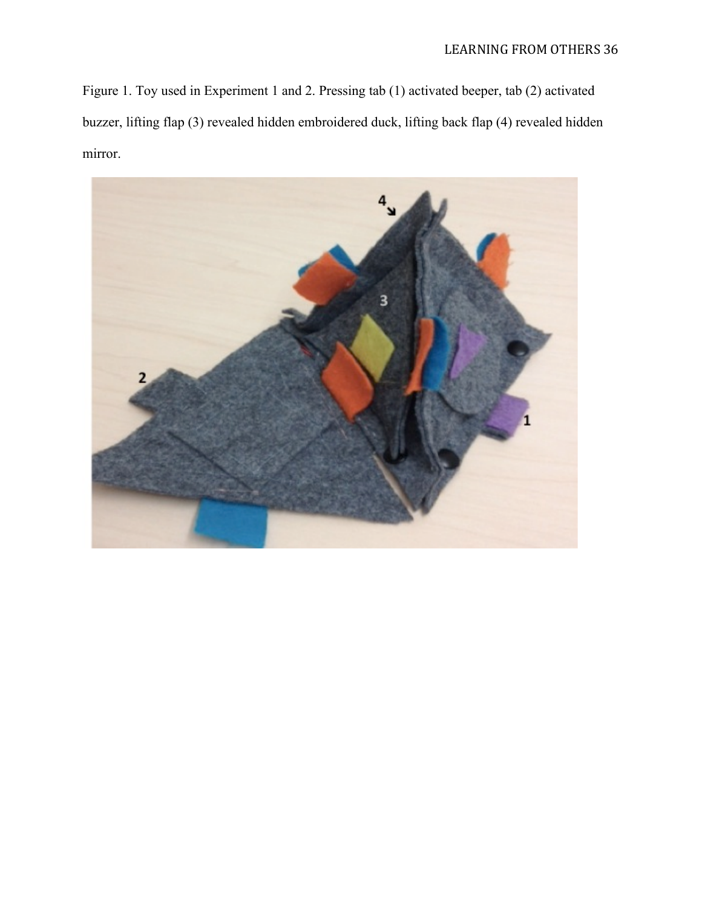Figure 1. Toy used in Experiment 1 and 2. Pressing tab (1) activated beeper, tab (2) activated buzzer, lifting flap (3) revealed hidden embroidered duck, lifting back flap (4) revealed hidden mirror.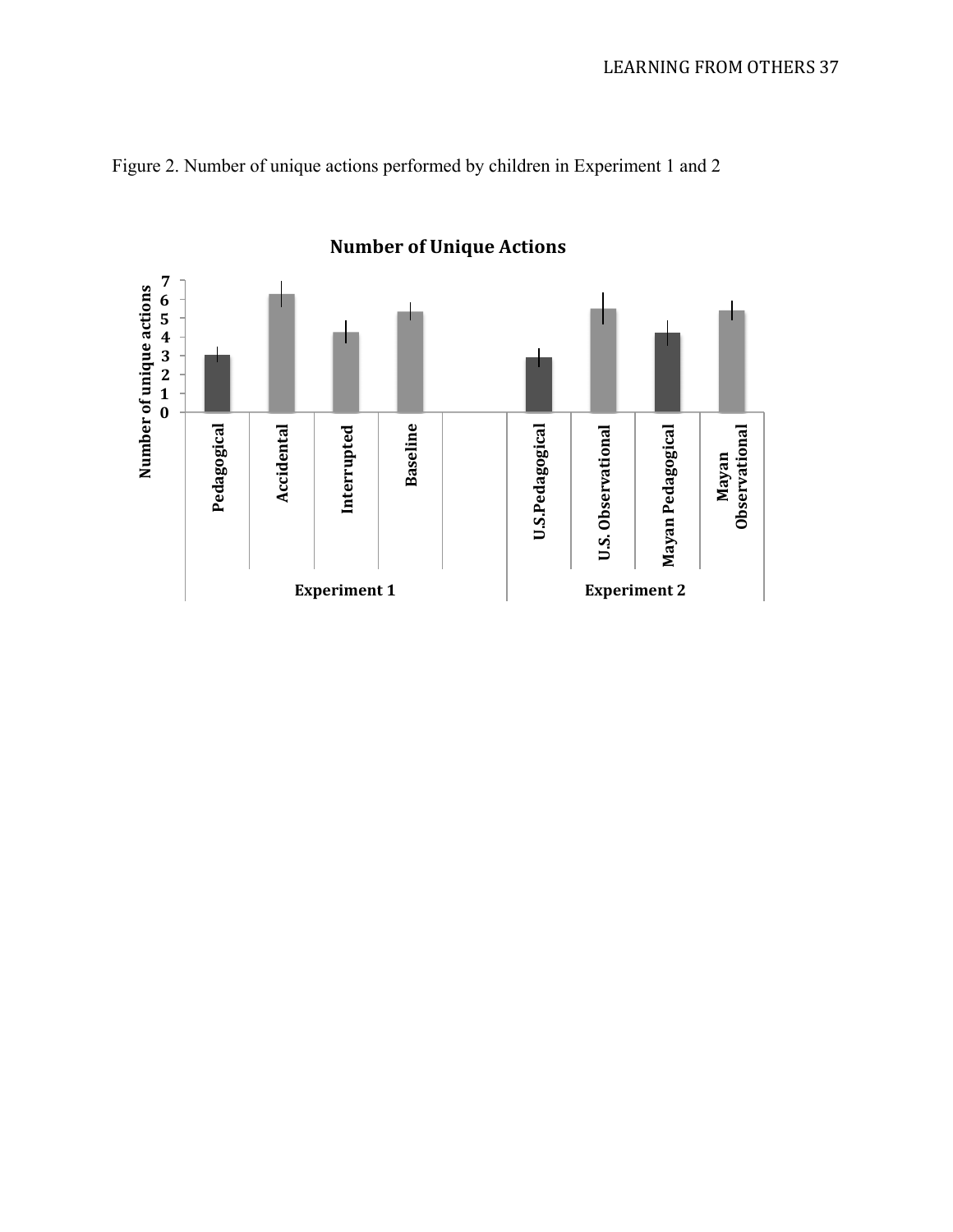Figure 2. Number of unique actions performed by children in Experiment 1 and 2

Number of Unique Actions

Number of unique actions

0
1
2
3
4
5
6
7

Pedagogical
Accidental
Interrupted
Baseline

U.S.Pedagogical
U.S. Observational
Mayan Pedagogical
Mayan Observational

Experiment 1
Experiment 2